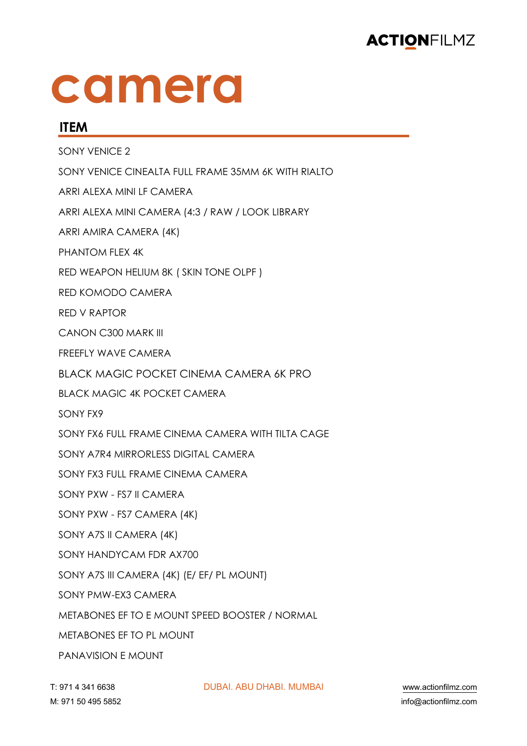# camera

## ITEM

SONY VENICE 2

SONY VENICE CINEALTA FULL FRAME 35MM 6K WITH RIALTO

ARRI ALEXA MINI LF CAMERA

ARRI ALEXA MINI CAMERA (4:3 / RAW / LOOK LIBRARY

ARRI AMIRA CAMERA (4K)

PHANTOM FLEX 4K

RED WEAPON HELIUM 8K ( SKIN TONE OLPF )

RED KOMODO CAMERA

RED V RAPTOR

CANON C300 MARK III

FREEFLY WAVE CAMERA

BLACK MAGIC POCKET CINEMA CAMERA 6K PRO

BLACK MAGIC 4K POCKET CAMERA

SONY FX9

SONY FX6 FULL FRAME CINEMA CAMERA WITH TILTA CAGE

SONY A7R4 MIRRORLESS DIGITAL CAMERA

SONY FX3 FULL FRAME CINEMA CAMERA

SONY PXW - FS7 II CAMERA

SONY PXW - FS7 CAMERA (4K)

SONY A7S II CAMERA (4K)

SONY HANDYCAM FDR AX700

SONY A7S III CAMERA (4K) (E/ EF/ PL MOUNT)

SONY PMW-EX3 CAMERA

METABONES EF TO E MOUNT SPEED BOOSTER / NORMAL

METABONES EF TO PL MOUNT

PANAVISION E MOUNT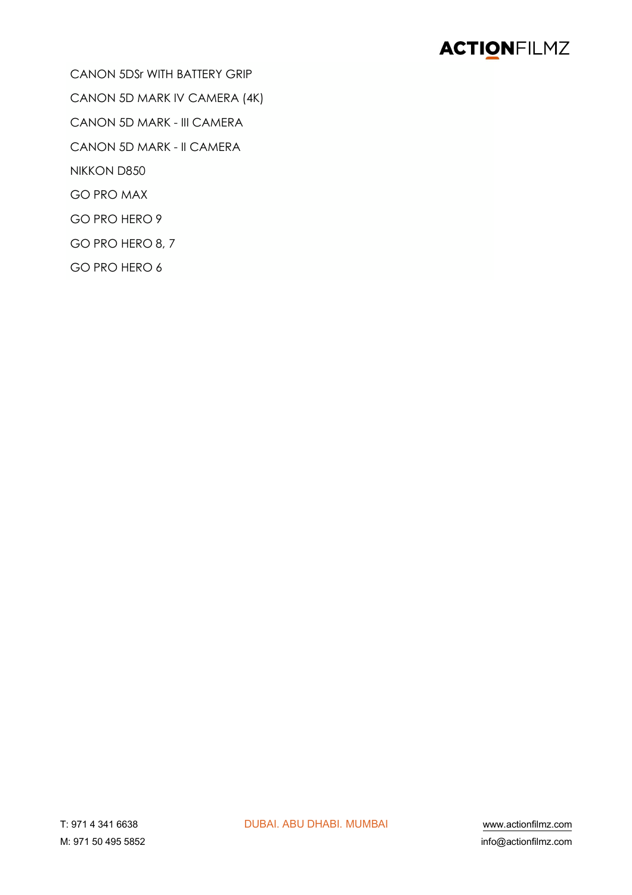CANON 5DSr WITH BATTERY GRIP

CANON 5D MARK IV CAMERA (4K)

CANON 5D MARK - III CAMERA

CANON 5D MARK - II CAMERA

NIKKON D850

GO PRO MAX

GO PRO HERO 9

GO PRO HERO 8, 7

GO PRO HERO 6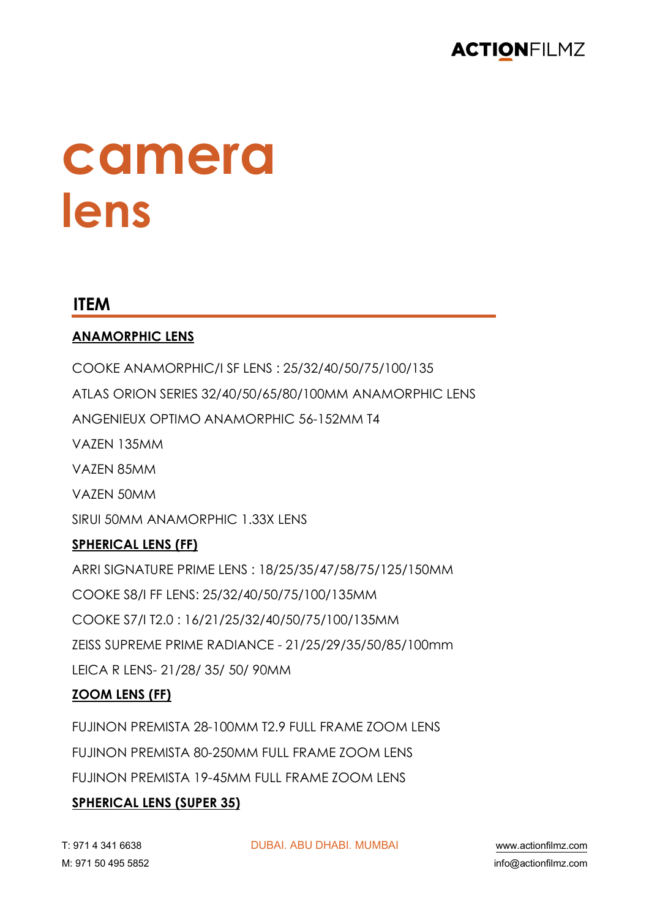# camera lens

## ITEM

**ANAMORPHIC LENS**

COOKE ANAMORPHIC/I SF LENS : 25/32/40/50/75/100/135

ATLAS ORION SERIES 32/40/50/65/80/100MM ANAMORPHIC LENS

ANGENIEUX OPTIMO ANAMORPHIC 56-152MM T4

VAZEN 135MM

VAZEN 85MM

VAZEN 50MM

SIRUI 50MM ANAMORPHIC 1.33X LENS

**SPHERICAL LENS (FF)**

ARRI SIGNATURE PRIME LENS : 18/25/35/47/58/75/125/150MM

COOKE S8/I FF LENS: 25/32/40/50/75/100/135MM

COOKE S7/I T2.0 : 16/21/25/32/40/50/75/100/135MM

ZEISS SUPREME PRIME RADIANCE - 21/25/29/35/50/85/100mm

LEICA R LENS- 21/28/ 35/ 50/ 90MM

**ZOOM LENS (FF)**

FUJINON PREMISTA 28-100MM T2.9 FULL FRAME ZOOM LENS

FUJINON PREMISTA 80-250MM FULL FRAME ZOOM LENS

FUJINON PREMISTA 19-45MM FULL FRAME ZOOM LENS

**SPHERICAL LENS (SUPER 35)**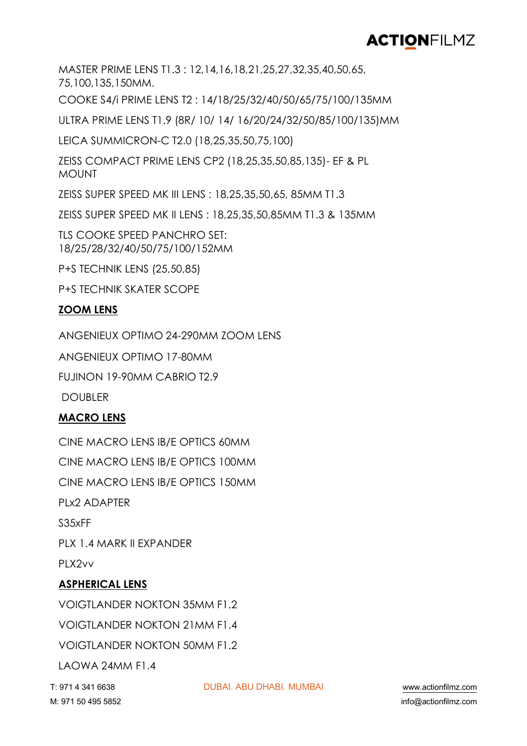MASTER PRIME LENS T1.3 : 12,14,16,18,21,25,27,32,35,40,50,65, 75,100,135,150MM.

COOKE S4/i PRIME LENS T2 : 14/18/25/32/40/50/65/75/100/135MM

ULTRA PRIME LENS T1.9 (8R/ 10/ 14/ 16/20/24/32/50/85/100/135)MM

LEICA SUMMICRON-C T2.0 (18,25,35,50,75,100)

ZEISS COMPACT PRIME LENS CP2 (18,25,35,50,85,135)- EF & PL MOUNT

ZEISS SUPER SPEED MK III LENS : 18,25,35,50,65, 85MM T1.3

ZEISS SUPER SPEED MK II LENS : 18,25,35,50,85MM T1.3 & 135MM

TLS COOKE SPEED PANCHRO SET: 18/25/28/32/40/50/75/100/152MM

P+S TECHNIK LENS (25,50,85)

P+S TECHNIK SKATER SCOPE

**ZOOM LENS**

ANGENIEUX OPTIMO 24-290MM ZOOM LENS

ANGENIEUX OPTIMO 17-80MM

FUJINON 19-90MM CABRIO T2.9

DOUBLER

**MACRO LENS**

CINE MACRO LENS IB/E OPTICS 60MM

CINE MACRO LENS IB/E OPTICS 100MM

CINE MACRO LENS IB/E OPTICS 150MM

PLx2 ADAPTER

S35xFF

PLX 1.4 MARK II EXPANDER

PLX2vv

**ASPHERICAL LENS**

VOIGTLANDER NOKTON 35MM F1.2

VOIGTLANDER NOKTON 21MM F1.4

VOIGTLANDER NOKTON 50MM F1.2

LAOWA 24MM F1.4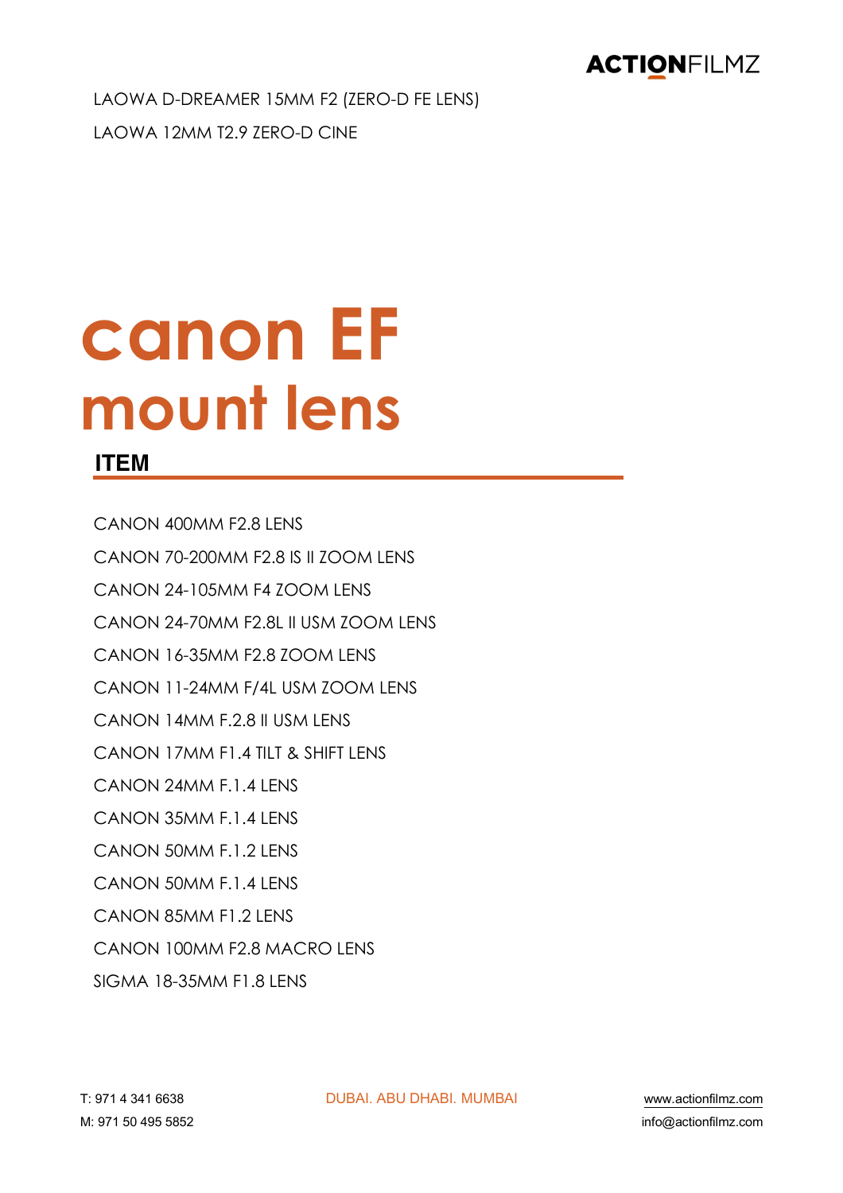LAOWA D-DREAMER 15MM F2 (ZERO-D FE LENS)

LAOWA 12MM T2.9 ZERO-D CINE

# canon EF mount lens

## ITEM

CANON 400MM F2.8 LENS

CANON 70-200MM F2.8 IS II ZOOM LENS

CANON 24-105MM F4 ZOOM LENS

CANON 24-70MM F2.8L II USM ZOOM LENS

CANON 16-35MM F2.8 ZOOM LENS

CANON 11-24MM F/4L USM ZOOM LENS

CANON 14MM F.2.8 II USM LENS

CANON 17MM F1.4 TILT & SHIFT LENS

CANON 24MM F.1.4 LENS

CANON 35MM F.1.4 LENS

CANON 50MM F.1.2 LENS

CANON 50MM F.1.4 LENS

CANON 85MM F1.2 LENS

CANON 100MM F2.8 MACRO LENS

SIGMA 18-35MM F1.8 LENS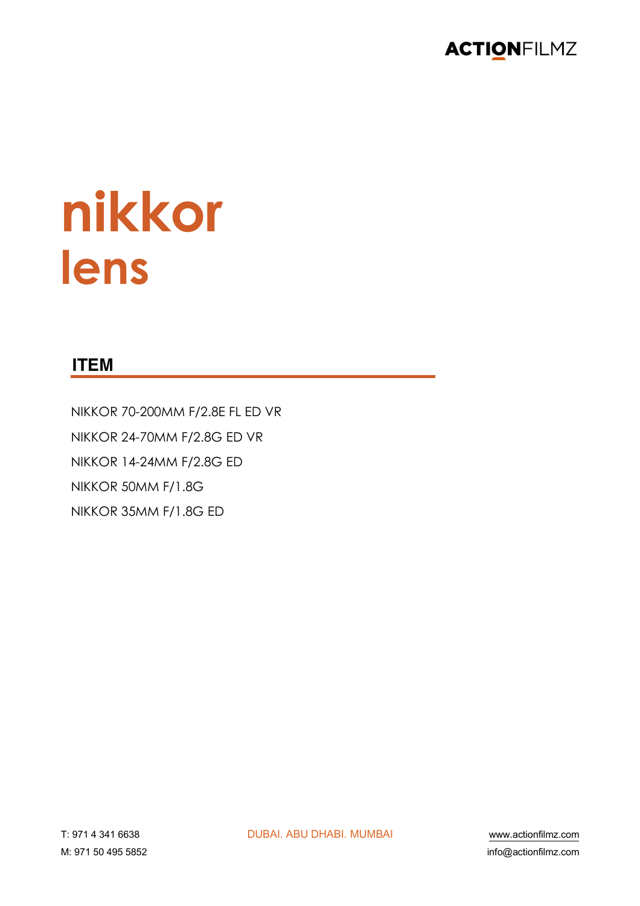# nikkor lens

## ITEM

NIKKOR 70-200MM F/2.8E FL ED VR

NIKKOR 24-70MM F/2.8G ED VR

NIKKOR 14-24MM F/2.8G ED

NIKKOR 50MM F/1.8G

NIKKOR 35MM F/1.8G ED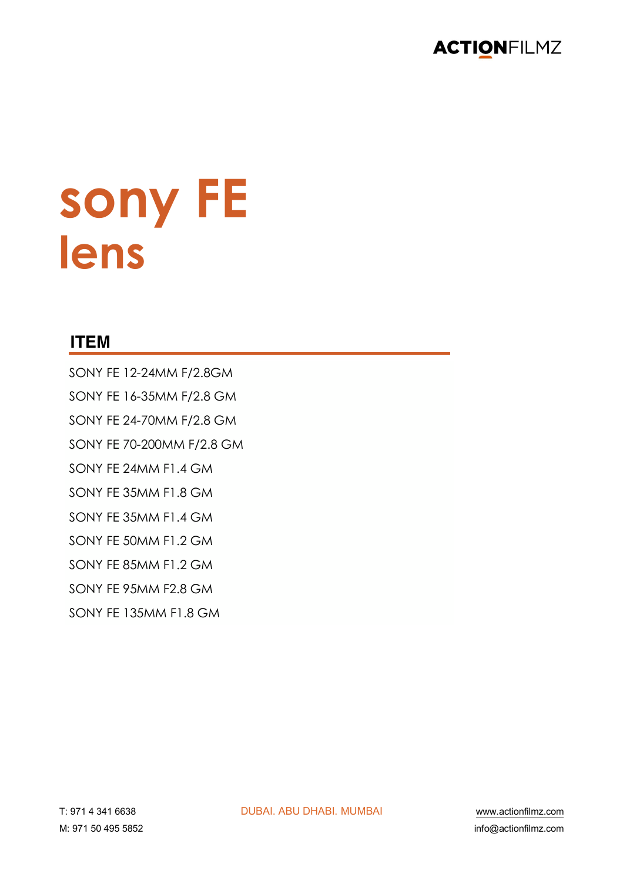# sony FE lens

## ITEM

SONY FE 12-24MM F/2.8GM

SONY FE 16-35MM F/2.8 GM

SONY FE 24-70MM F/2.8 GM

SONY FE 70-200MM F/2.8 GM

SONY FE 24MM F1.4 GM

SONY FE 35MM F1.8 GM

SONY FE 35MM F1.4 GM

SONY FE 50MM F1.2 GM

SONY FE 85MM F1.2 GM

SONY FE 95MM F2.8 GM

SONY FE 135MM F1.8 GM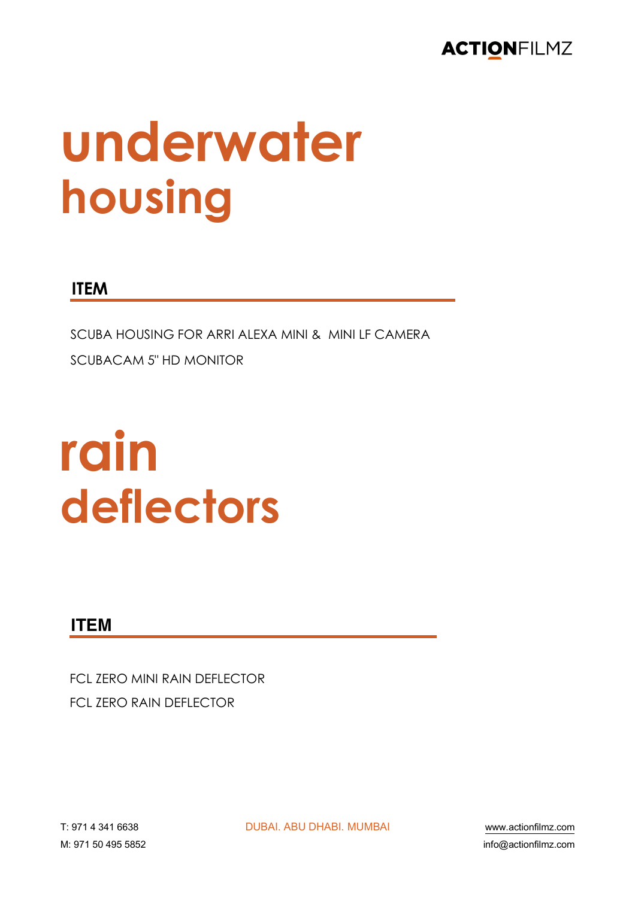# underwater housing

## ITEM

SCUBA HOUSING FOR ARRI ALEXA MINI & MINI LF CAMERA

SCUBACAM 5" HD MONITOR

# rain deflectors

## ITEM

FCL ZERO MINI RAIN DEFLECTOR

FCL ZERO RAIN DEFLECTOR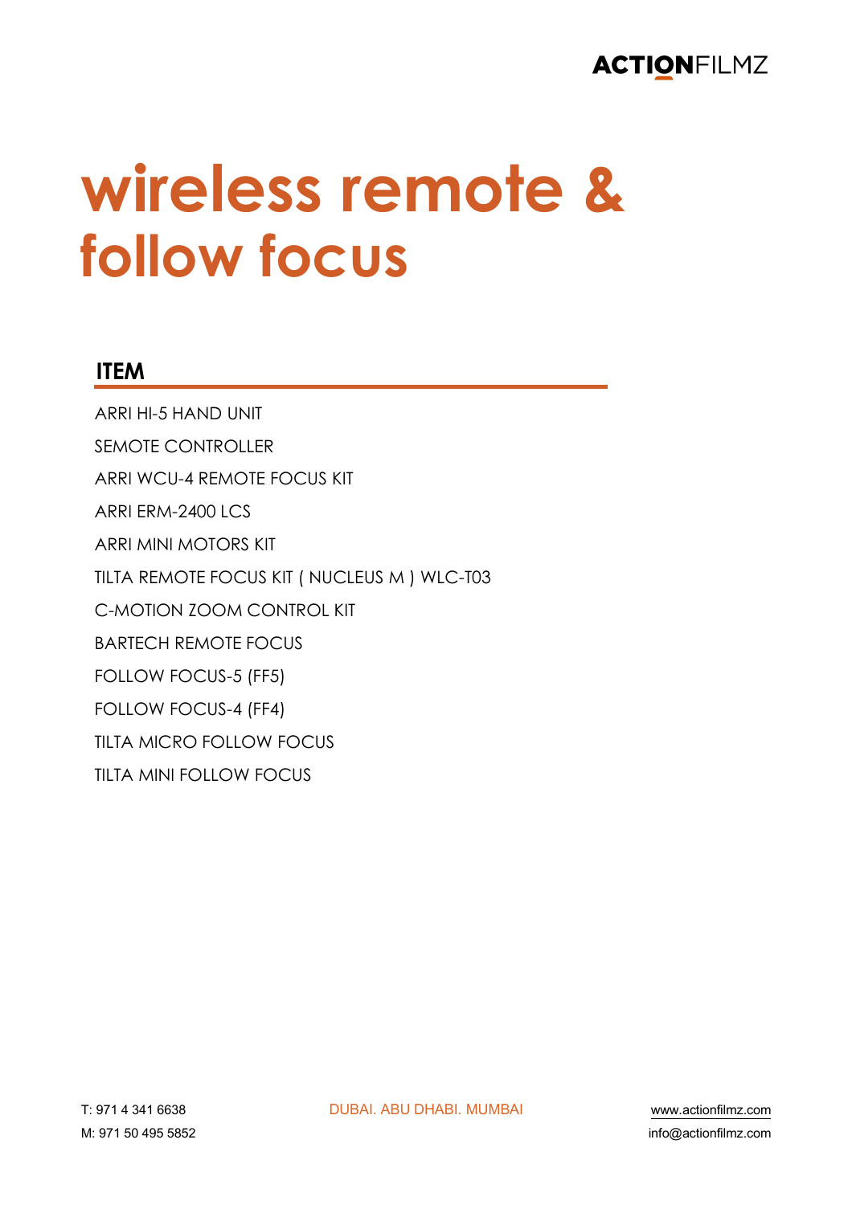# wireless remote & follow focus

## ITEM

ARRI HI-5 HAND UNIT

SEMOTE CONTROLLER

ARRI WCU-4 REMOTE FOCUS KIT

ARRI ERM-2400 LCS

ARRI MINI MOTORS KIT

TILTA REMOTE FOCUS KIT ( NUCLEUS M ) WLC-T03

C-MOTION ZOOM CONTROL KIT

BARTECH REMOTE FOCUS

FOLLOW FOCUS-5 (FF5)

FOLLOW FOCUS-4 (FF4)

TILTA MICRO FOLLOW FOCUS

TILTA MINI FOLLOW FOCUS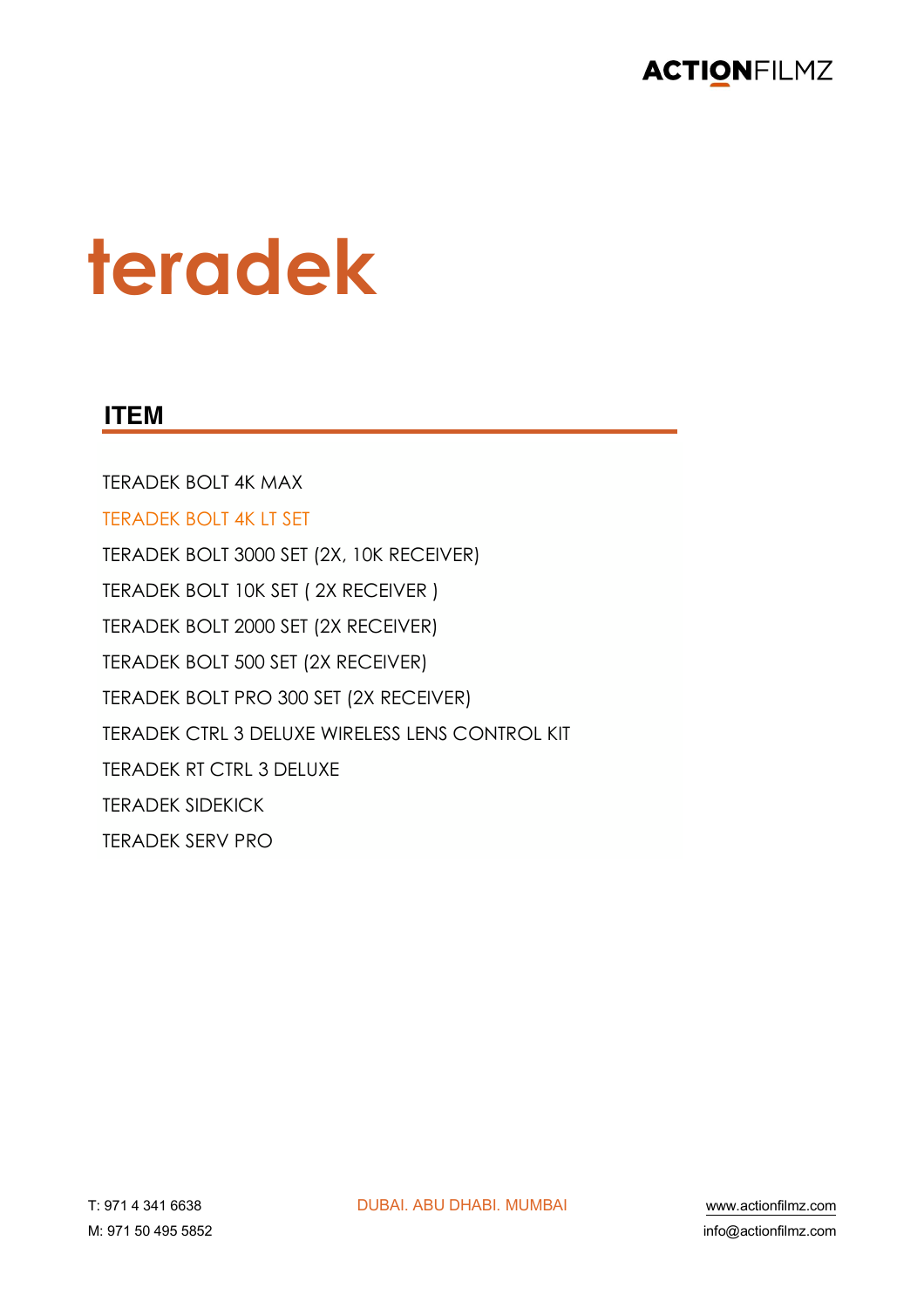# teradek

## ITEM

TERADEK BOLT 4K MAX

TERADEK BOLT 4K LT SET

TERADEK BOLT 3000 SET (2X, 10K RECEIVER)

TERADEK BOLT 10K SET ( 2X RECEIVER )

TERADEK BOLT 2000 SET (2X RECEIVER)

TERADEK BOLT 500 SET (2X RECEIVER)

TERADEK BOLT PRO 300 SET (2X RECEIVER)

TERADEK CTRL 3 DELUXE WIRELESS LENS CONTROL KIT

TERADEK RT CTRL 3 DELUXE

TERADEK SIDEKICK

TERADEK SERV PRO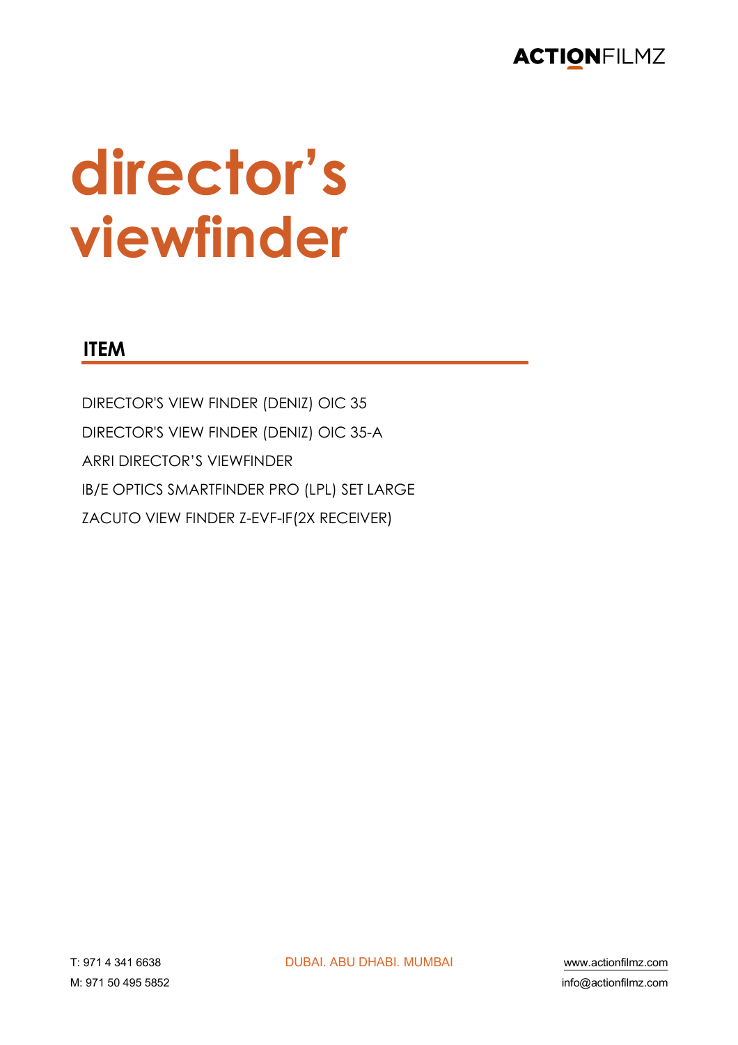# director's viewfinder

## ITEM

DIRECTOR'S VIEW FINDER (DENIZ) OIC 35

DIRECTOR'S VIEW FINDER (DENIZ) OIC 35-A

ARRI DIRECTOR'S VIEWFINDER

IB/E OPTICS SMARTFINDER PRO (LPL) SET LARGE

ZACUTO VIEW FINDER Z-EVF-IF(2X RECEIVER)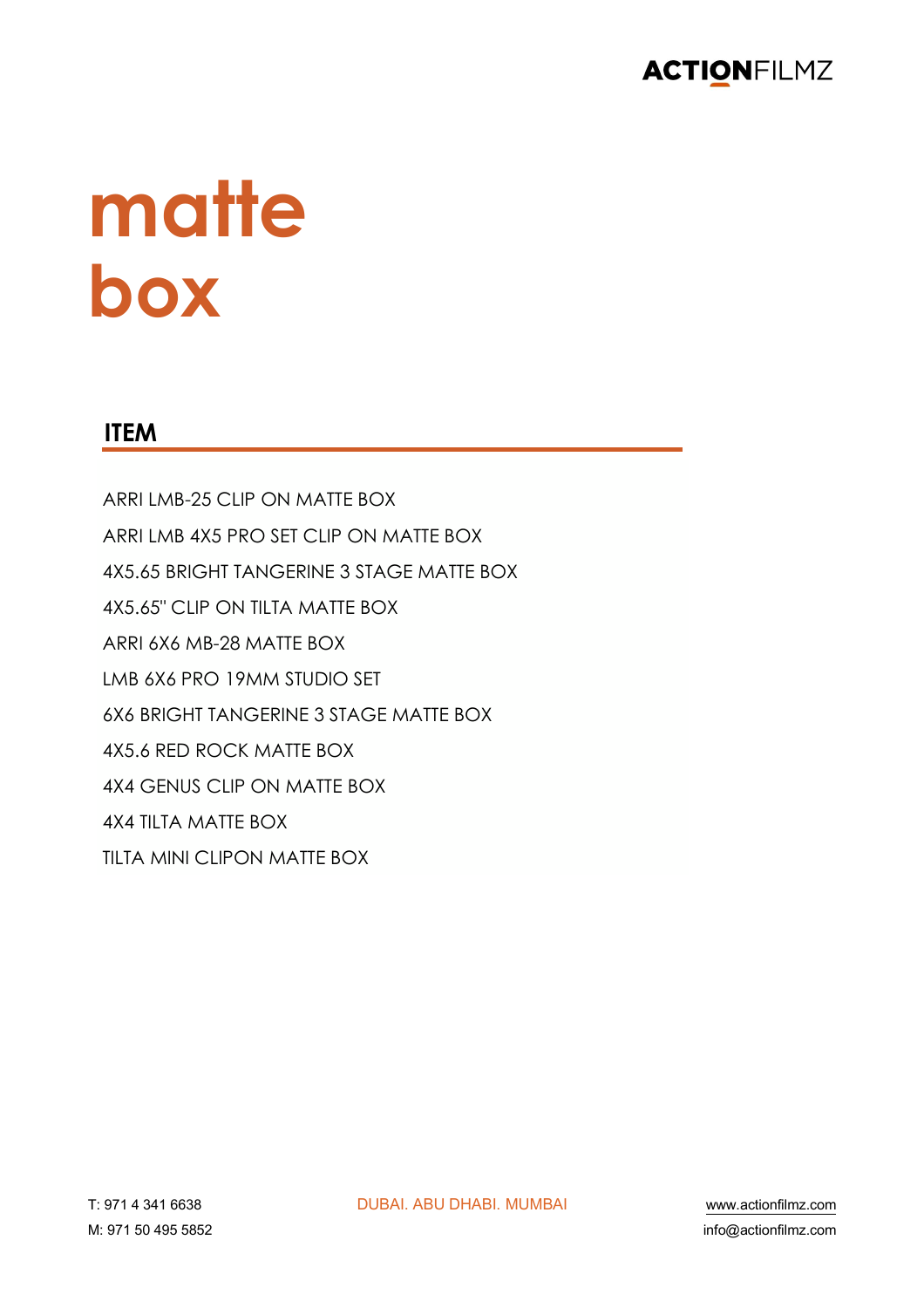# matte box

## ITEM

ARRI LMB-25 CLIP ON MATTE BOX

ARRI LMB 4X5 PRO SET CLIP ON MATTE BOX

4X5.65 BRIGHT TANGERINE 3 STAGE MATTE BOX

4X5.65'' CLIP ON TILTA MATTE BOX

ARRI 6X6 MB-28 MATTE BOX

LMB 6X6 PRO 19MM STUDIO SET

6X6 BRIGHT TANGERINE 3 STAGE MATTE BOX

4X5.6 RED ROCK MATTE BOX

4X4 GENUS CLIP ON MATTE BOX

4X4 TILTA MATTE BOX

TILTA MINI CLIPON MATTE BOX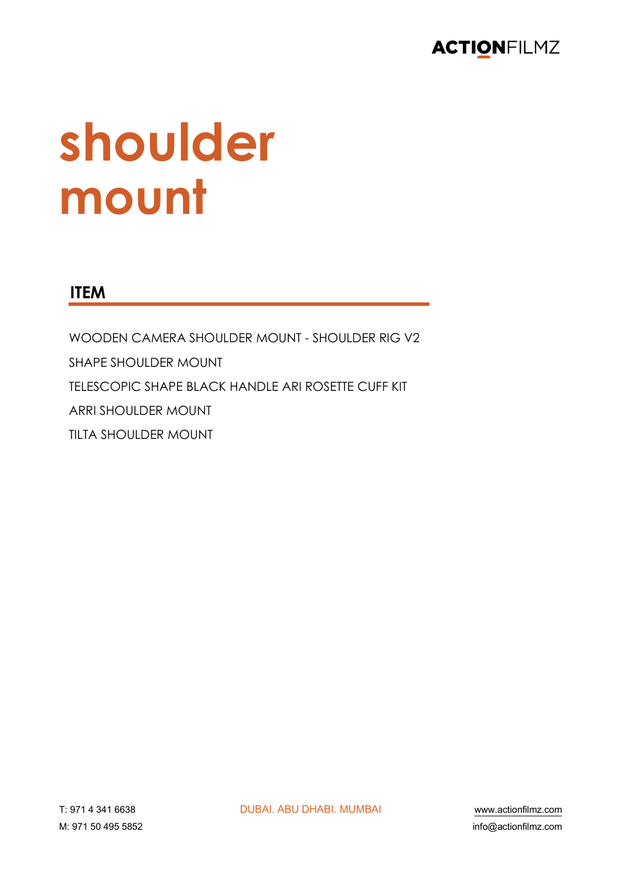# shoulder mount

## ITEM

WOODEN CAMERA SHOULDER MOUNT - SHOULDER RIG V2

SHAPE SHOULDER MOUNT

TELESCOPIC SHAPE BLACK HANDLE ARI ROSETTE CUFF KIT

ARRI SHOULDER MOUNT

TILTA SHOULDER MOUNT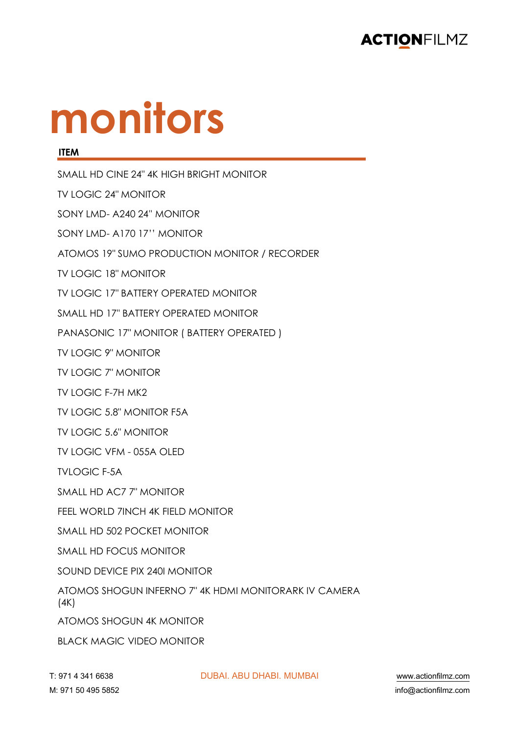# monitors

| ITEM |
|---|
| SMALL HD CINE 24" 4K HIGH BRIGHT MONITOR |
| TV LOGIC 24" MONITOR |
| SONY LMD- A240 24" MONITOR |
| SONY LMD- A170 17'' MONITOR |
| ATOMOS 19" SUMO PRODUCTION MONITOR / RECORDER |
| TV LOGIC 18" MONITOR |
| TV LOGIC 17" BATTERY OPERATED MONITOR |
| SMALL HD 17" BATTERY OPERATED MONITOR |
| PANASONIC 17" MONITOR ( BATTERY OPERATED ) |
| TV LOGIC 9" MONITOR |
| TV LOGIC 7" MONITOR |
| TV LOGIC F-7H MK2 |
| TV LOGIC 5.8" MONITOR F5A |
| TV LOGIC 5.6" MONITOR |
| TV LOGIC VFM - 055A OLED |
| TVLOGIC F-5A |
| SMALL HD AC7 7" MONITOR |
| FEEL WORLD 7INCH 4K FIELD MONITOR |
| SMALL HD 502 POCKET MONITOR |
| SMALL HD FOCUS MONITOR |
| SOUND DEVICE PIX 240I MONITOR |
| ATOMOS SHOGUN INFERNO 7" 4K HDMI MONITORARK IV CAMERA (4K) |
| ATOMOS SHOGUN 4K MONITOR |
| BLACK MAGIC VIDEO MONITOR |

T: 971 4 341 6638
M: 971 50 495 5852

DUBAI. ABU DHABI. MUMBAI

www.actionfilmz.com
info@actionfilmz.com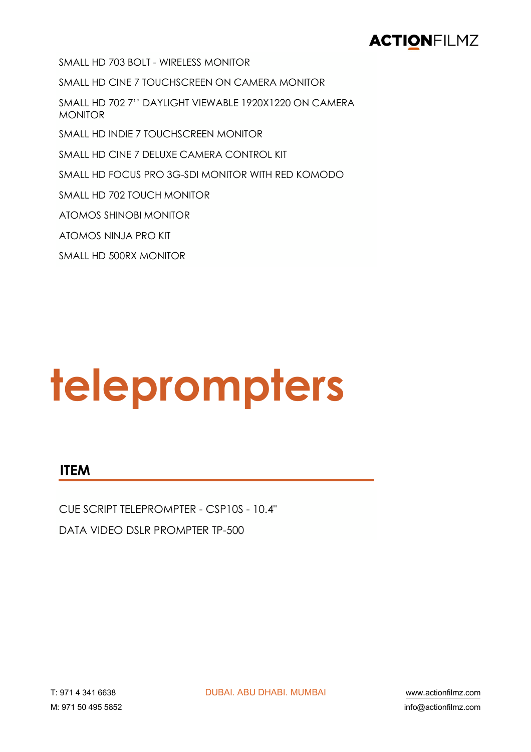SMALL HD 703 BOLT - WIRELESS MONITOR

SMALL HD CINE 7 TOUCHSCREEN ON CAMERA MONITOR

SMALL HD 702 7'' DAYLIGHT VIEWABLE 1920X1220 ON CAMERA MONITOR

SMALL HD INDIE 7 TOUCHSCREEN MONITOR

SMALL HD CINE 7 DELUXE CAMERA CONTROL KIT

SMALL HD FOCUS PRO 3G-SDI MONITOR WITH RED KOMODO

SMALL HD 702 TOUCH MONITOR

ATOMOS SHINOBI MONITOR

ATOMOS NINJA PRO KIT

SMALL HD 500RX MONITOR

# teleprompters

## ITEM

CUE SCRIPT TELEPROMPTER - CSP10S - 10.4"

DATA VIDEO DSLR PROMPTER TP-500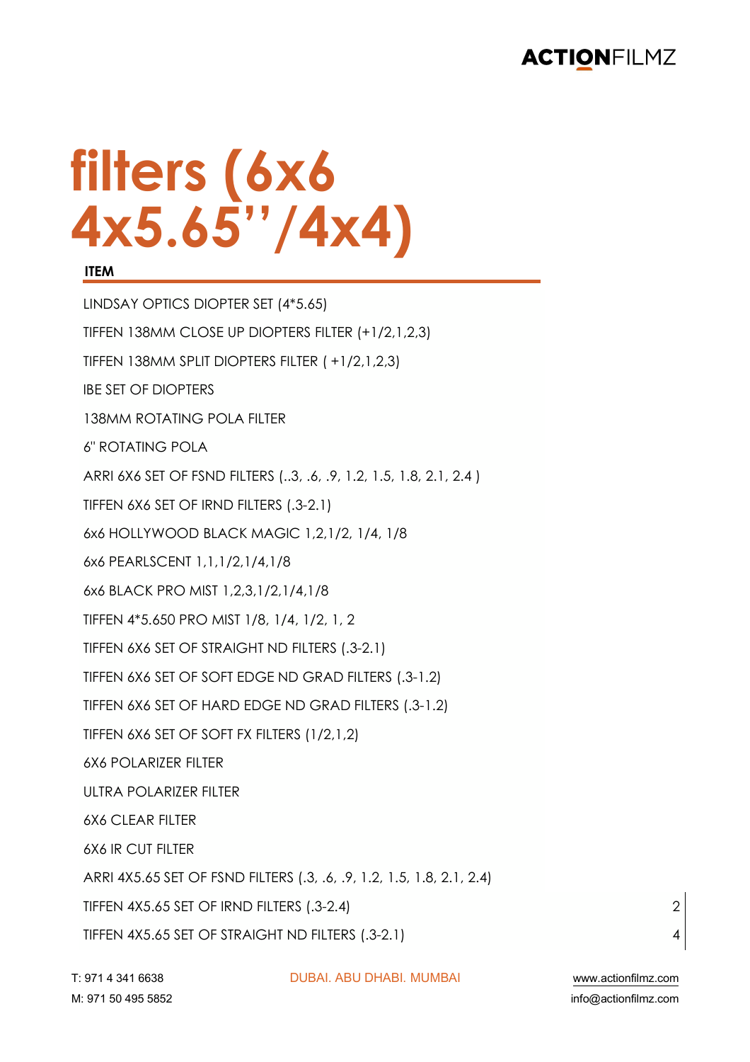# filters (6x6 4x5.65''/4x4)

| ITEM |
|---|
| LINDSAY OPTICS DIOPTER SET (4*5.65) |
| TIFFEN 138MM CLOSE UP DIOPTERS FILTER (+1/2,1,2,3) |
| TIFFEN 138MM SPLIT DIOPTERS FILTER ( +1/2,1,2,3) |
| IBE SET OF DIOPTERS |
| 138MM ROTATING POLA FILTER |
| 6'' ROTATING POLA |
| ARRI 6X6 SET OF FSND FILTERS (..3, .6, .9, 1.2, 1.5, 1.8, 2.1, 2.4 ) |
| TIFFEN 6X6 SET OF IRND FILTERS (.3-2.1) |
| 6x6 HOLLYWOOD BLACK MAGIC 1,2,1/2, 1/4, 1/8 |
| 6x6 PEARLSCENT 1,1,1/2,1/4,1/8 |
| 6x6 BLACK PRO MIST 1,2,3,1/2,1/4,1/8 |
| TIFFEN 4*5.650 PRO MIST 1/8, 1/4, 1/2, 1, 2 |
| TIFFEN 6X6 SET OF STRAIGHT ND FILTERS (.3-2.1) |
| TIFFEN 6X6 SET OF SOFT EDGE ND GRAD FILTERS (.3-1.2) |
| TIFFEN 6X6 SET OF HARD EDGE ND GRAD FILTERS (.3-1.2) |
| TIFFEN 6X6 SET OF SOFT FX FILTERS (1/2,1,2) |
| 6X6 POLARIZER FILTER |
| ULTRA POLARIZER FILTER |
| 6X6 CLEAR FILTER |
| 6X6 IR CUT FILTER |
| ARRI 4X5.65 SET OF FSND FILTERS (.3, .6, .9, 1.2, 1.5, 1.8, 2.1, 2.4) |
| TIFFEN 4X5.65 SET OF IRND FILTERS (.3-2.4) |
| TIFFEN 4X5.65 SET OF STRAIGHT ND FILTERS (.3-2.1) |

T: 971 4 341 6638
M: 971 50 495 5852

DUBAI. ABU DHABI. MUMBAI

www.actionfilmz.com
info@actionfilmz.com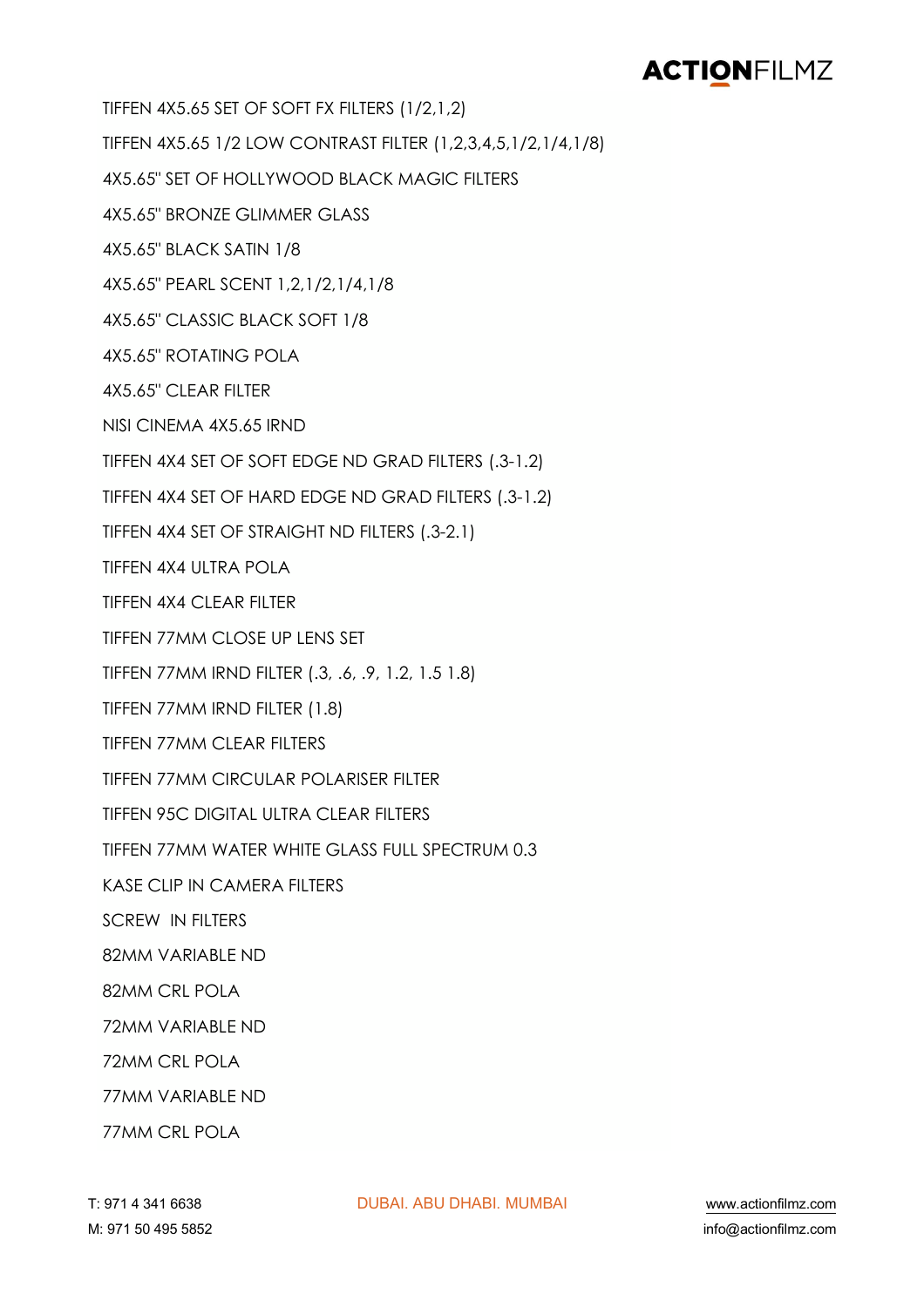TIFFEN 4X5.65 SET OF SOFT FX FILTERS (1/2,1,2)

TIFFEN 4X5.65 1/2 LOW CONTRAST FILTER (1,2,3,4,5,1/2,1/4,1/8)

4X5.65" SET OF HOLLYWOOD BLACK MAGIC FILTERS

4X5.65" BRONZE GLIMMER GLASS

4X5.65" BLACK SATIN 1/8

4X5.65" PEARL SCENT 1,2,1/2,1/4,1/8

4X5.65" CLASSIC BLACK SOFT 1/8

4X5.65" ROTATING POLA

4X5.65" CLEAR FILTER

NISI CINEMA 4X5.65 IRND

TIFFEN 4X4 SET OF SOFT EDGE ND GRAD FILTERS (.3-1.2)

TIFFEN 4X4 SET OF HARD EDGE ND GRAD FILTERS (.3-1.2)

TIFFEN 4X4 SET OF STRAIGHT ND FILTERS (.3-2.1)

TIFFEN 4X4 ULTRA POLA

TIFFEN 4X4 CLEAR FILTER

TIFFEN 77MM CLOSE UP LENS SET

TIFFEN 77MM IRND FILTER (.3, .6, .9, 1.2, 1.5 1.8)

TIFFEN 77MM IRND FILTER (1.8)

TIFFEN 77MM CLEAR FILTERS

TIFFEN 77MM CIRCULAR POLARISER FILTER

TIFFEN 95C DIGITAL ULTRA CLEAR FILTERS

TIFFEN 77MM WATER WHITE GLASS FULL SPECTRUM 0.3

KASE CLIP IN CAMERA FILTERS

SCREW IN FILTERS

82MM VARIABLE ND

82MM CRL POLA

72MM VARIABLE ND

72MM CRL POLA

77MM VARIABLE ND

77MM CRL POLA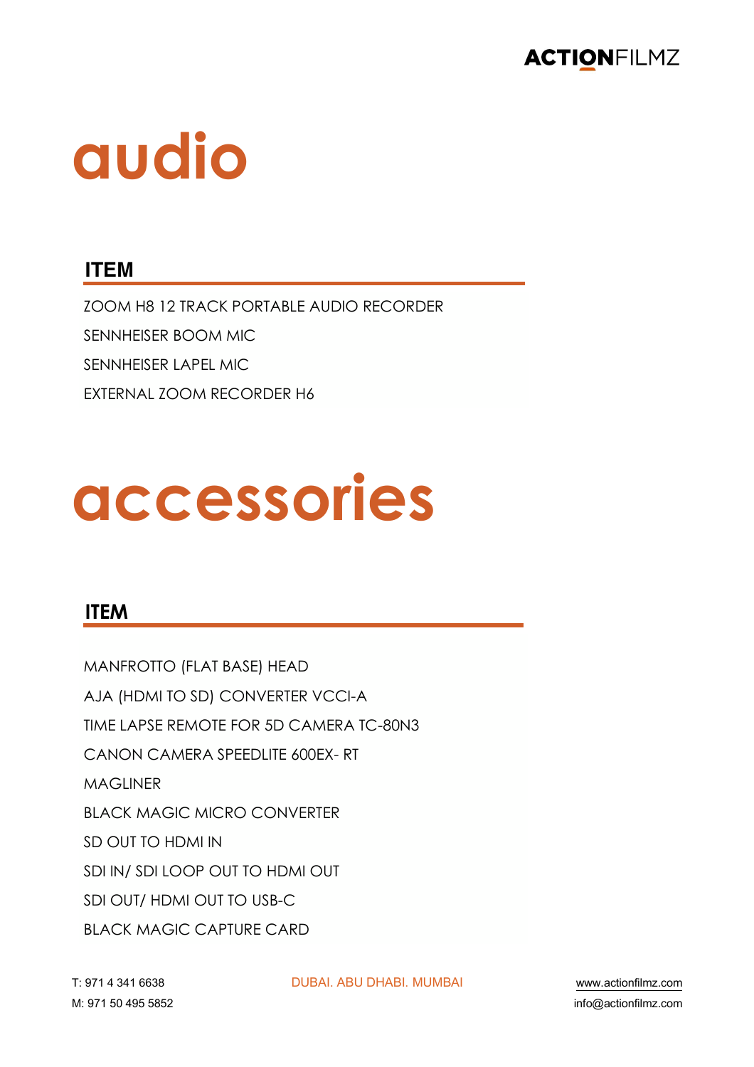# audio

| ITEM |
|---|
| ZOOM H8 12 TRACK PORTABLE AUDIO RECORDER |
| SENNHEISER BOOM MIC |
| SENNHEISER LAPEL MIC |
| EXTERNAL ZOOM RECORDER H6 |

# accessories

| ITEM |
|---|
| MANFROTTO (FLAT BASE) HEAD |
| AJA (HDMI TO SD) CONVERTER VCCI-A |
| TIME LAPSE REMOTE FOR 5D CAMERA TC-80N3 |
| CANON CAMERA SPEEDLITE 600EX- RT |
| MAGLINER |
| BLACK MAGIC MICRO CONVERTER |
| SD OUT TO HDMI IN |
| SDI IN/ SDI LOOP OUT TO HDMI OUT |
| SDI OUT/ HDMI OUT TO USB-C |
| BLACK MAGIC CAPTURE CARD |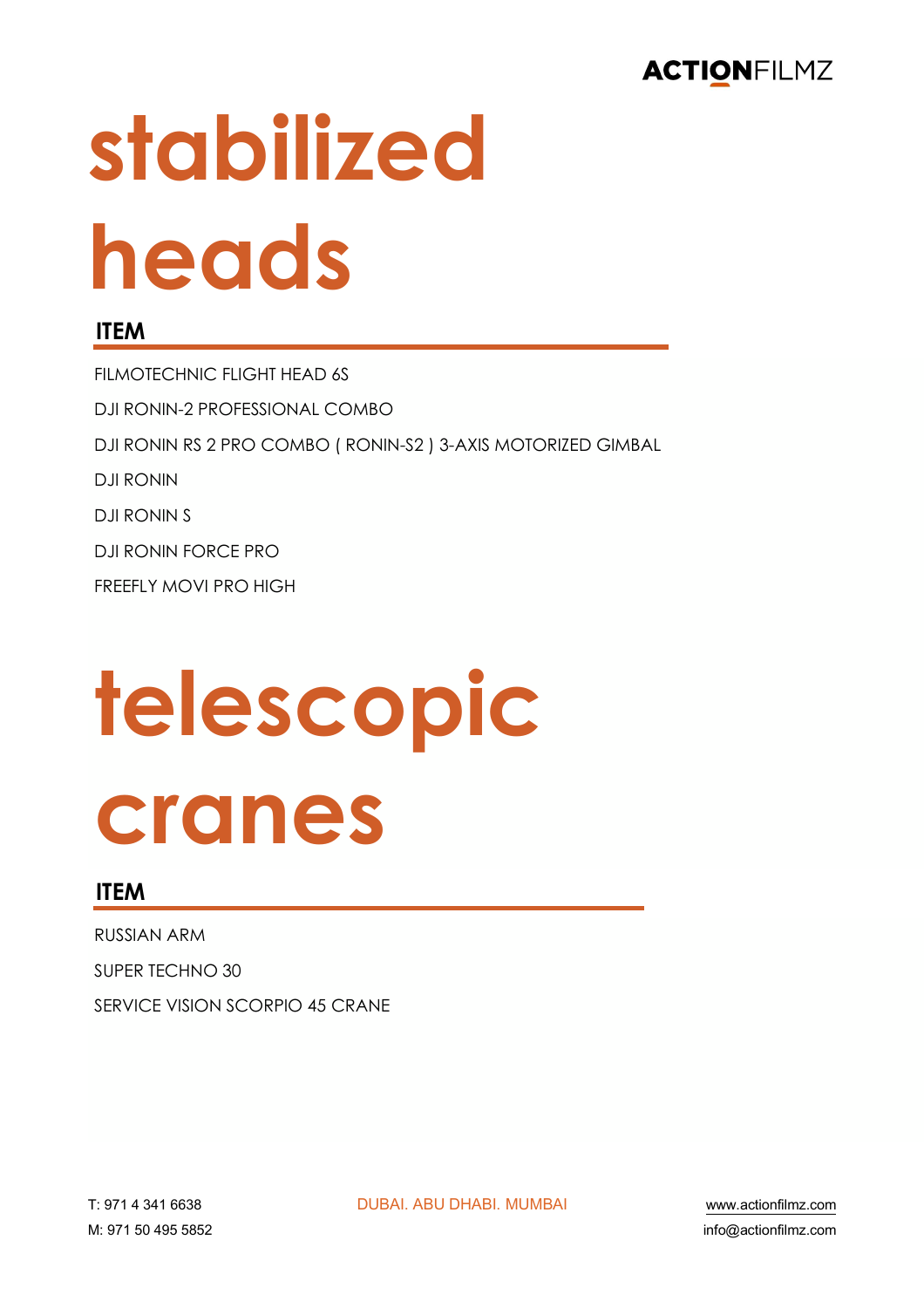# stabilized heads

| ITEM |
| --- |
| FILMOTECHNIC FLIGHT HEAD 6S |
| DJI RONIN-2 PROFESSIONAL COMBO |
| DJI RONIN RS 2 PRO COMBO ( RONIN-S2 ) 3-AXIS MOTORIZED GIMBAL |
| DJI RONIN |
| DJI RONIN S |
| DJI RONIN FORCE PRO |
| FREEFLY MOVI PRO HIGH |

# telescopic cranes

| ITEM |
| --- |
| RUSSIAN ARM |
| SUPER TECHNO 30 |
| SERVICE VISION SCORPIO 45 CRANE |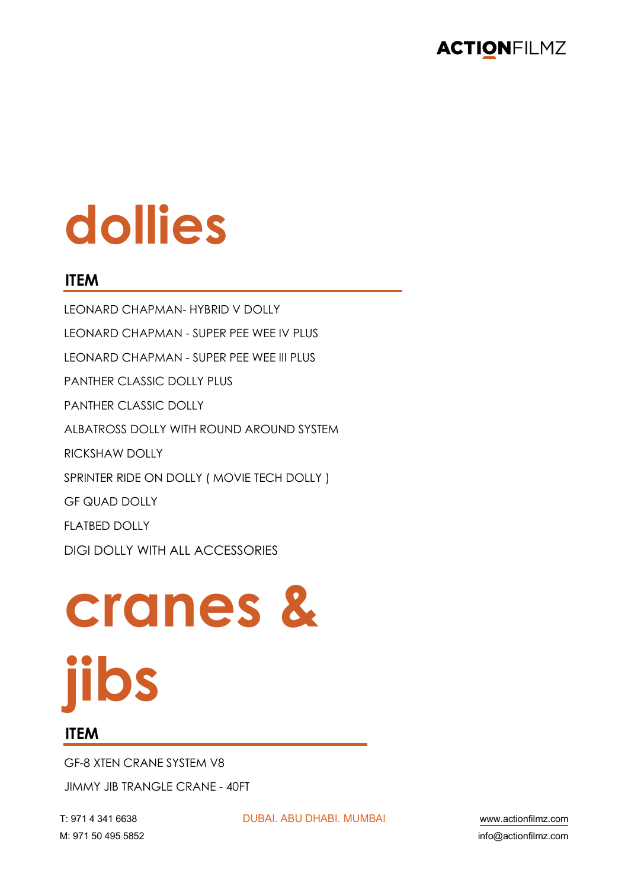# dollies

| ITEM |
|---|
| LEONARD CHAPMAN- HYBRID V DOLLY |
| LEONARD CHAPMAN - SUPER PEE WEE IV PLUS |
| LEONARD CHAPMAN - SUPER PEE WEE III PLUS |
| PANTHER CLASSIC DOLLY PLUS |
| PANTHER CLASSIC DOLLY |
| ALBATROSS DOLLY WITH ROUND AROUND SYSTEM |
| RICKSHAW DOLLY |
| SPRINTER RIDE ON DOLLY ( MOVIE TECH DOLLY ) |
| GF QUAD DOLLY |
| FLATBED DOLLY |
| DIGI DOLLY WITH ALL ACCESSORIES |

# cranes & jibs

| ITEM |
|---|
| GF-8 XTEN CRANE SYSTEM V8 |
| JIMMY JIB TRANGLE CRANE - 40FT |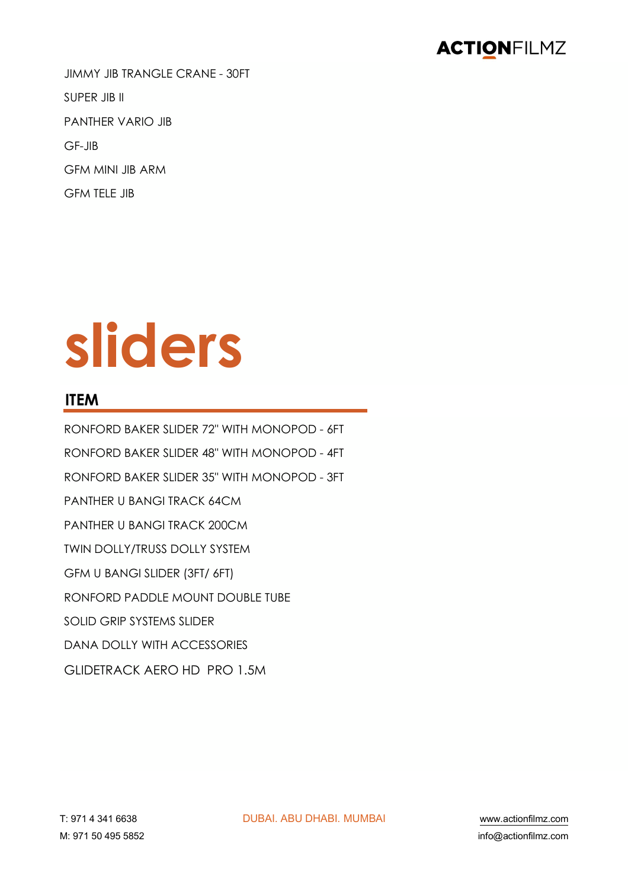JIMMY JIB TRANGLE CRANE - 30FT

SUPER JIB II

PANTHER VARIO JIB

GF-JIB

GFM MINI JIB ARM

GFM TELE JIB

# sliders

## ITEM

RONFORD BAKER SLIDER 72" WITH MONOPOD - 6FT

RONFORD BAKER SLIDER 48" WITH MONOPOD - 4FT

RONFORD BAKER SLIDER 35" WITH MONOPOD - 3FT

PANTHER U BANGI TRACK 64CM

PANTHER U BANGI TRACK 200CM

TWIN DOLLY/TRUSS DOLLY SYSTEM

GFM U BANGI SLIDER (3FT/ 6FT)

RONFORD PADDLE MOUNT DOUBLE TUBE

SOLID GRIP SYSTEMS SLIDER

DANA DOLLY WITH ACCESSORIES

GLIDETRACK AERO HD PRO 1.5M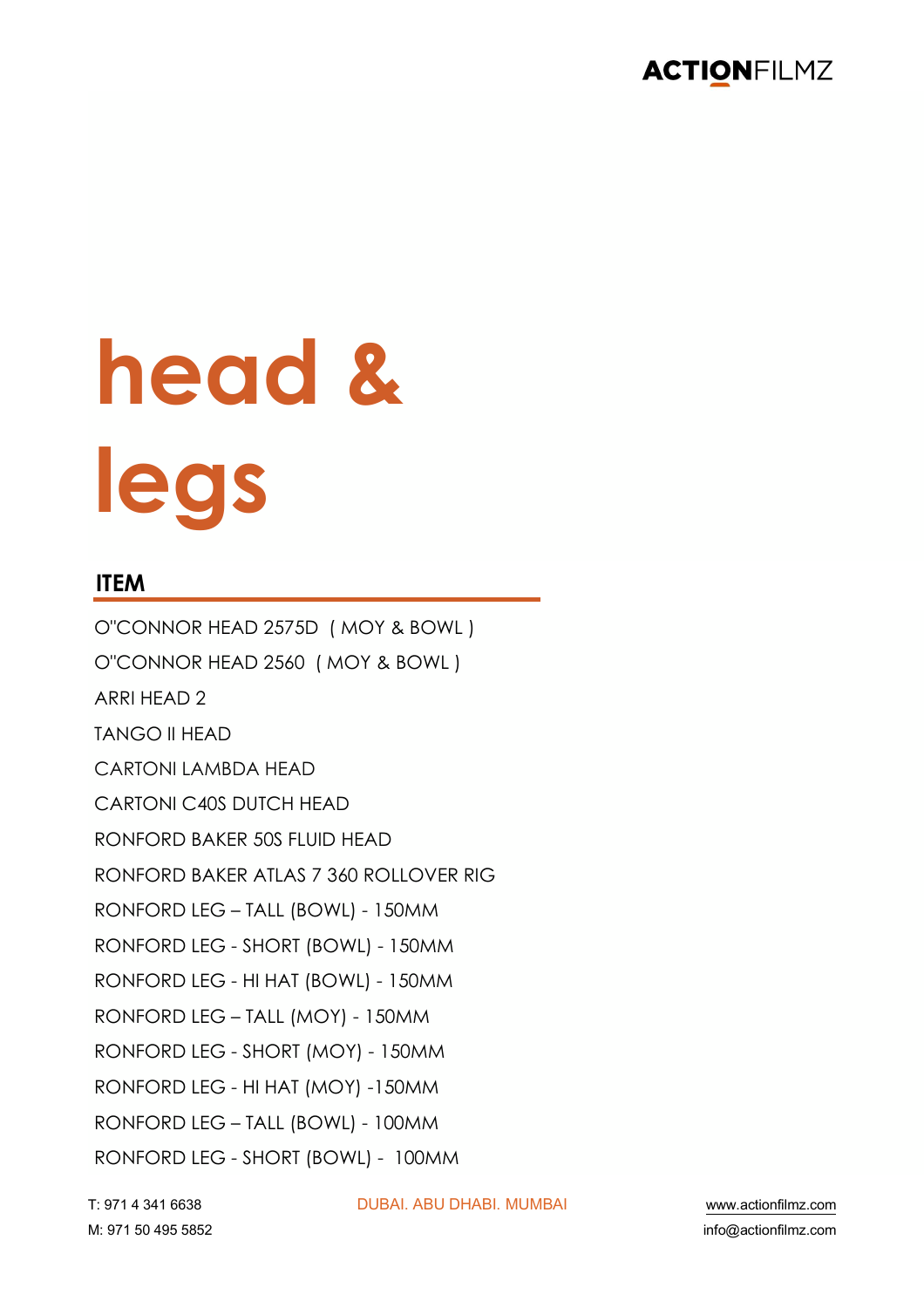# head & legs

| ITEM |
|---|
| O"CONNOR HEAD 2575D ( MOY & BOWL ) |
| O"CONNOR HEAD 2560 ( MOY & BOWL ) |
| ARRI HEAD 2 |
| TANGO II HEAD |
| CARTONI LAMBDA HEAD |
| CARTONI C40S DUTCH HEAD |
| RONFORD BAKER 50S FLUID HEAD |
| RONFORD BAKER ATLAS 7 360 ROLLOVER RIG |
| RONFORD LEG – TALL (BOWL) - 150MM |
| RONFORD LEG - SHORT (BOWL) - 150MM |
| RONFORD LEG - HI HAT (BOWL) - 150MM |
| RONFORD LEG – TALL (MOY) - 150MM |
| RONFORD LEG - SHORT (MOY) - 150MM |
| RONFORD LEG - HI HAT (MOY) -150MM |
| RONFORD LEG – TALL (BOWL) - 100MM |
| RONFORD LEG - SHORT (BOWL) - 100MM |

T: 971 4 341 6638
M: 971 50 495 5852

DUBAI. ABU DHABI. MUMBAI

www.actionfilmz.com
info@actionfilmz.com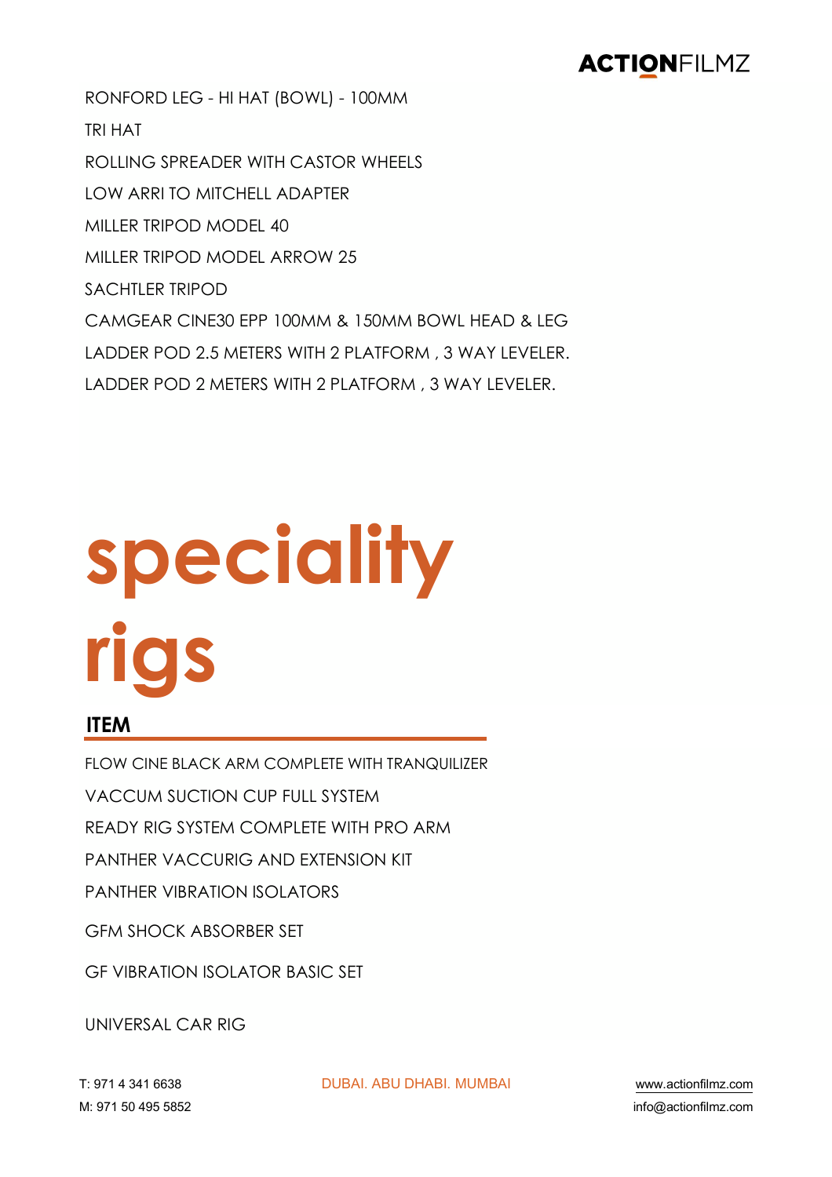RONFORD LEG - HI HAT (BOWL) - 100MM

TRI HAT

ROLLING SPREADER WITH CASTOR WHEELS

LOW ARRI TO MITCHELL ADAPTER

MILLER TRIPOD MODEL 40

MILLER TRIPOD MODEL ARROW 25

SACHTLER TRIPOD

CAMGEAR CINE30 EPP 100MM & 150MM BOWL HEAD & LEG

LADDER POD 2.5 METERS WITH 2 PLATFORM , 3 WAY LEVELER.

LADDER POD 2 METERS WITH 2 PLATFORM , 3 WAY LEVELER.

# speciality rigs

| ITEM |
|---|
| FLOW CINE BLACK ARM COMPLETE WITH TRANQUILIZER |
| VACCUM SUCTION CUP FULL SYSTEM |
| READY RIG SYSTEM COMPLETE WITH PRO ARM |
| PANTHER VACCURIG AND EXTENSION KIT |
| PANTHER VIBRATION ISOLATORS |
| GFM SHOCK ABSORBER SET |
| GF VIBRATION ISOLATOR BASIC SET |
| UNIVERSAL CAR RIG |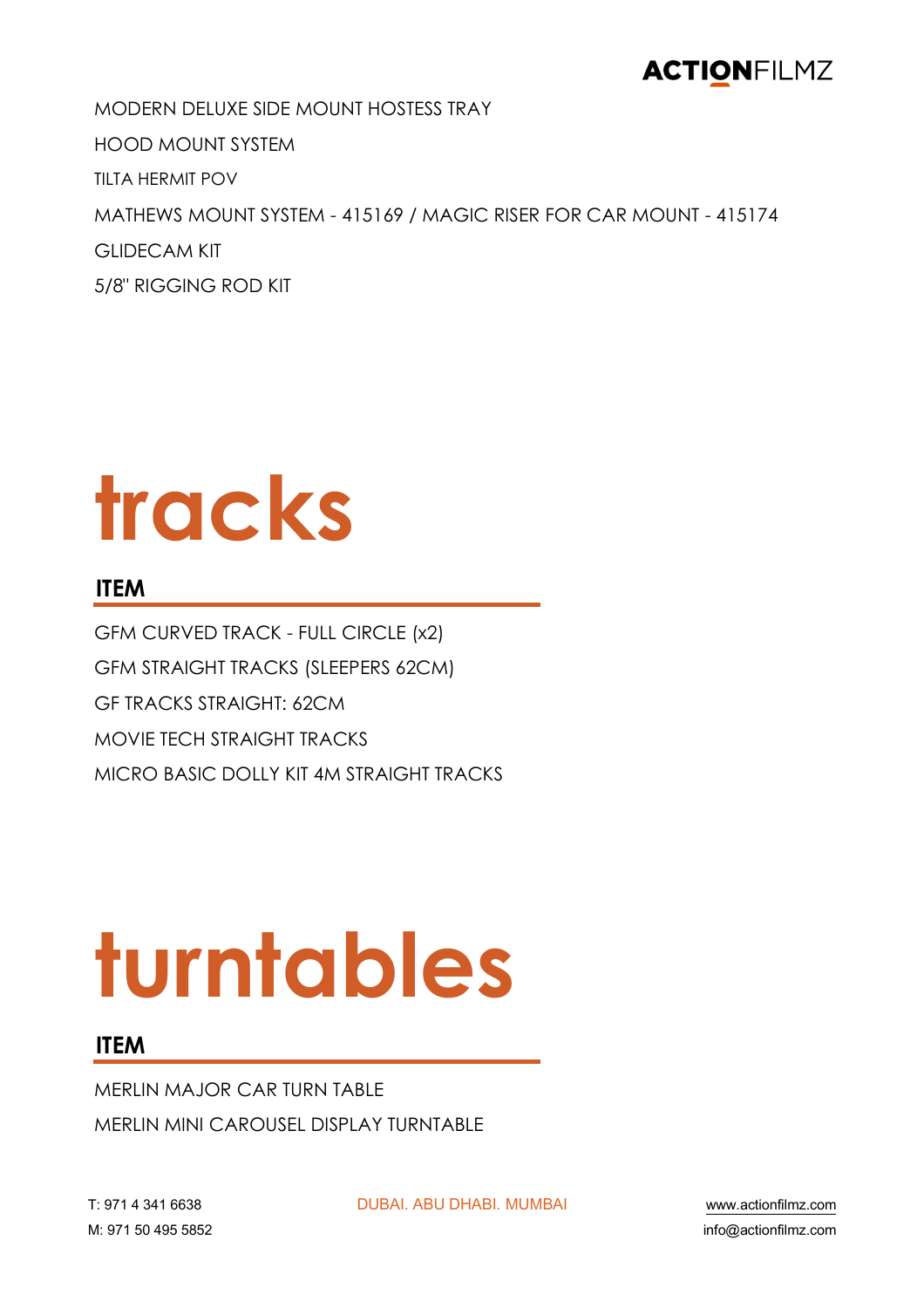MODERN DELUXE SIDE MOUNT HOSTESS TRAY

HOOD MOUNT SYSTEM

TILTA HERMIT POV

MATHEWS MOUNT SYSTEM - 415169 / MAGIC RISER FOR CAR MOUNT - 415174

GLIDECAM KIT

5/8'' RIGGING ROD KIT

# tracks

| ITEM |
| --- |
| GFM CURVED TRACK - FULL CIRCLE (x2) |
| GFM STRAIGHT TRACKS (SLEEPERS 62CM) |
| GF TRACKS STRAIGHT: 62CM |
| MOVIE TECH STRAIGHT TRACKS |
| MICRO BASIC DOLLY KIT 4M STRAIGHT TRACKS |

# turntables

| ITEM |
| --- |
| MERLIN MAJOR CAR TURN TABLE |
| MERLIN MINI CAROUSEL DISPLAY TURNTABLE |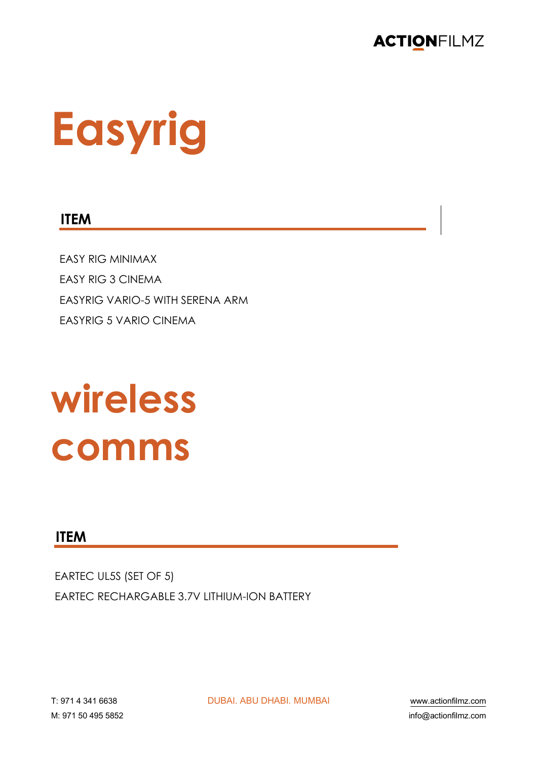# Easyrig

| ITEM |
| --- |
| EASY RIG MINIMAX |
| EASY RIG 3 CINEMA |
| EASYRIG VARIO-5 WITH SERENA ARM |
| EASYRIG 5 VARIO CINEMA |

# wireless comms

| ITEM |
| --- |
| EARTEC UL5S (SET OF 5) |
| EARTEC RECHARGABLE 3.7V LITHIUM-ION BATTERY |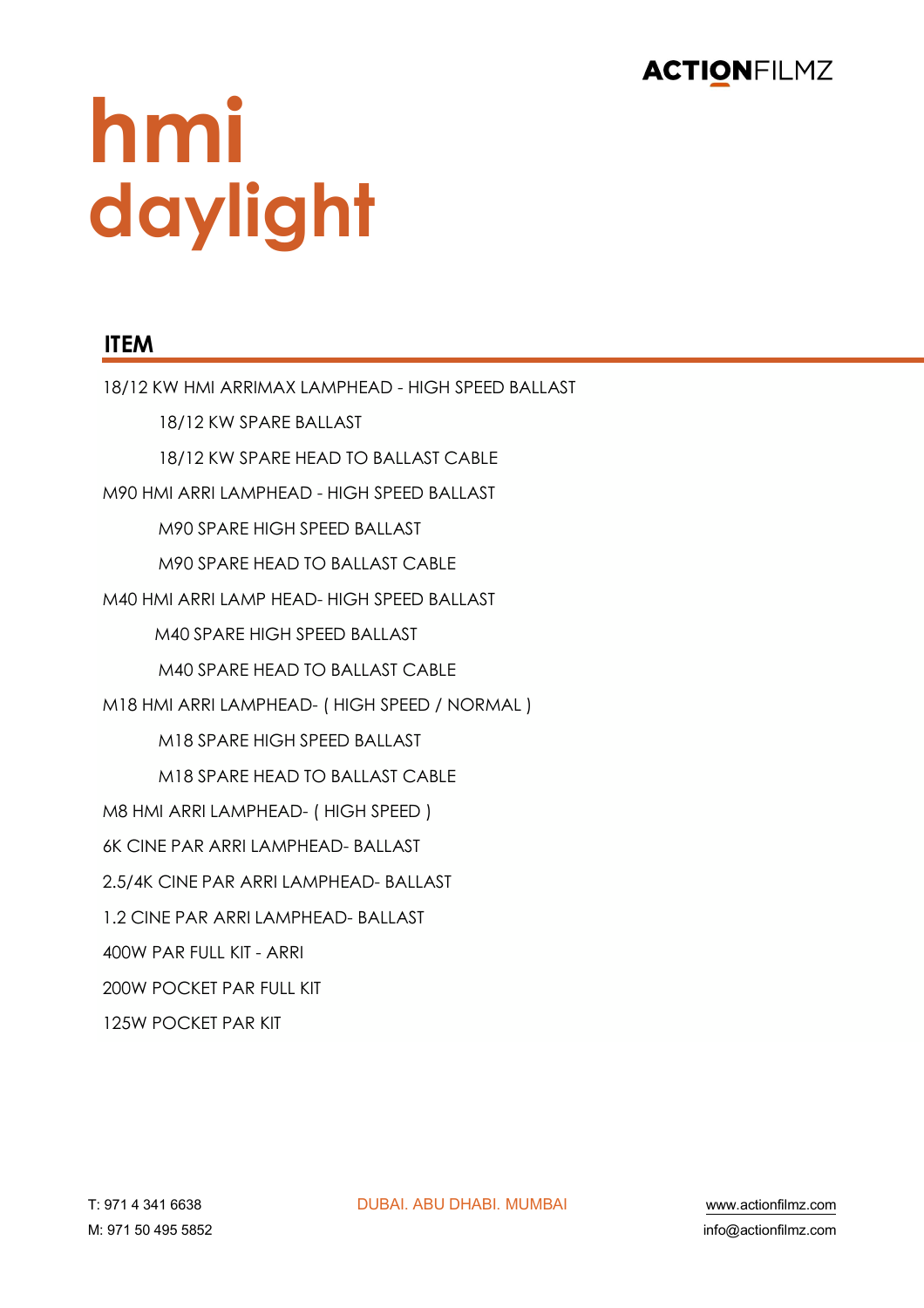# hmi daylight

## ITEM

18/12 KW HMI ARRIMAX LAMPHEAD - HIGH SPEED BALLAST

- 18/12 KW SPARE BALLAST
- 18/12 KW SPARE HEAD TO BALLAST CABLE

M90 HMI ARRI LAMPHEAD - HIGH SPEED BALLAST

- M90 SPARE HIGH SPEED BALLAST
- M90 SPARE HEAD TO BALLAST CABLE

M40 HMI ARRI LAMP HEAD- HIGH SPEED BALLAST

- M40 SPARE HIGH SPEED BALLAST
- M40 SPARE HEAD TO BALLAST CABLE

M18 HMI ARRI LAMPHEAD- ( HIGH SPEED / NORMAL )

- M18 SPARE HIGH SPEED BALLAST
- M18 SPARE HEAD TO BALLAST CABLE

M8 HMI ARRI LAMPHEAD- ( HIGH SPEED )

6K CINE PAR ARRI LAMPHEAD- BALLAST

2.5/4K CINE PAR ARRI LAMPHEAD- BALLAST

1.2 CINE PAR ARRI LAMPHEAD- BALLAST

400W PAR FULL KIT - ARRI

200W POCKET PAR FULL KIT

125W POCKET PAR KIT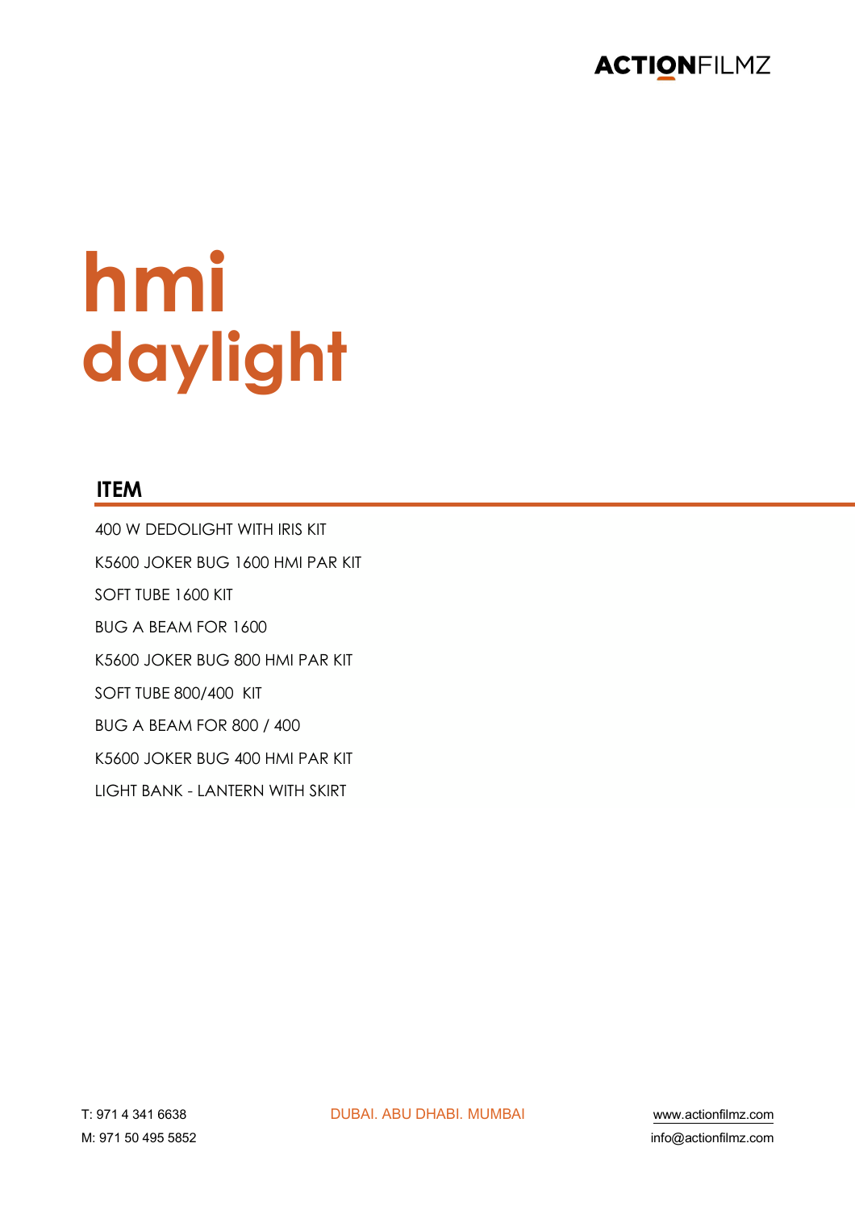# hmi daylight

## ITEM

400 W DEDOLIGHT WITH IRIS KIT

K5600 JOKER BUG 1600 HMI PAR KIT

SOFT TUBE 1600 KIT

BUG A BEAM FOR 1600

K5600 JOKER BUG 800 HMI PAR KIT

SOFT TUBE 800/400 KIT

BUG A BEAM FOR 800 / 400

K5600 JOKER BUG 400 HMI PAR KIT

LIGHT BANK - LANTERN WITH SKIRT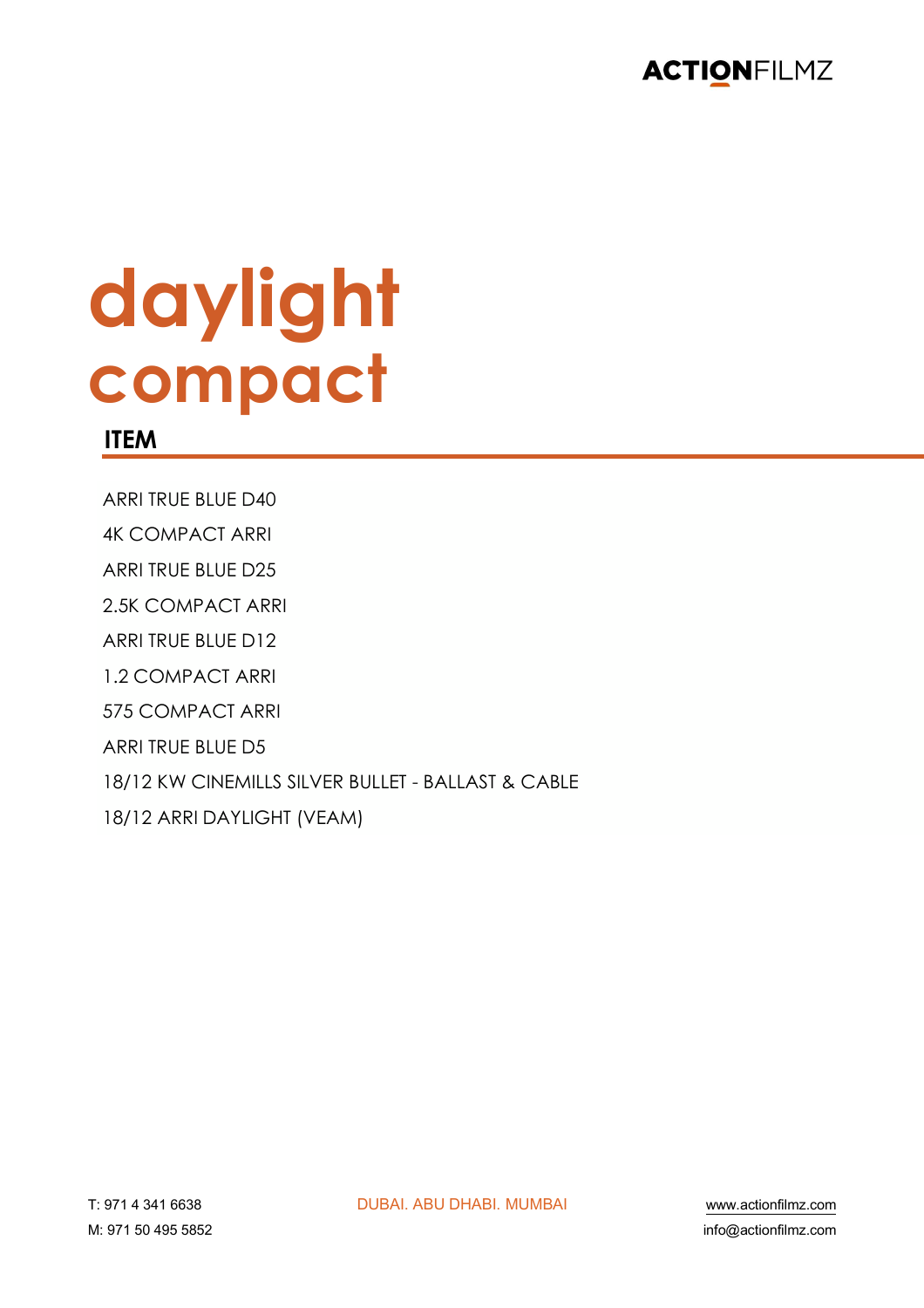# daylight compact

## ITEM

ARRI TRUE BLUE D40

4K COMPACT ARRI

ARRI TRUE BLUE D25

2.5K COMPACT ARRI

ARRI TRUE BLUE D12

1.2 COMPACT ARRI

575 COMPACT ARRI

ARRI TRUE BLUE D5

18/12 KW CINEMILLS SILVER BULLET - BALLAST & CABLE

18/12 ARRI DAYLIGHT (VEAM)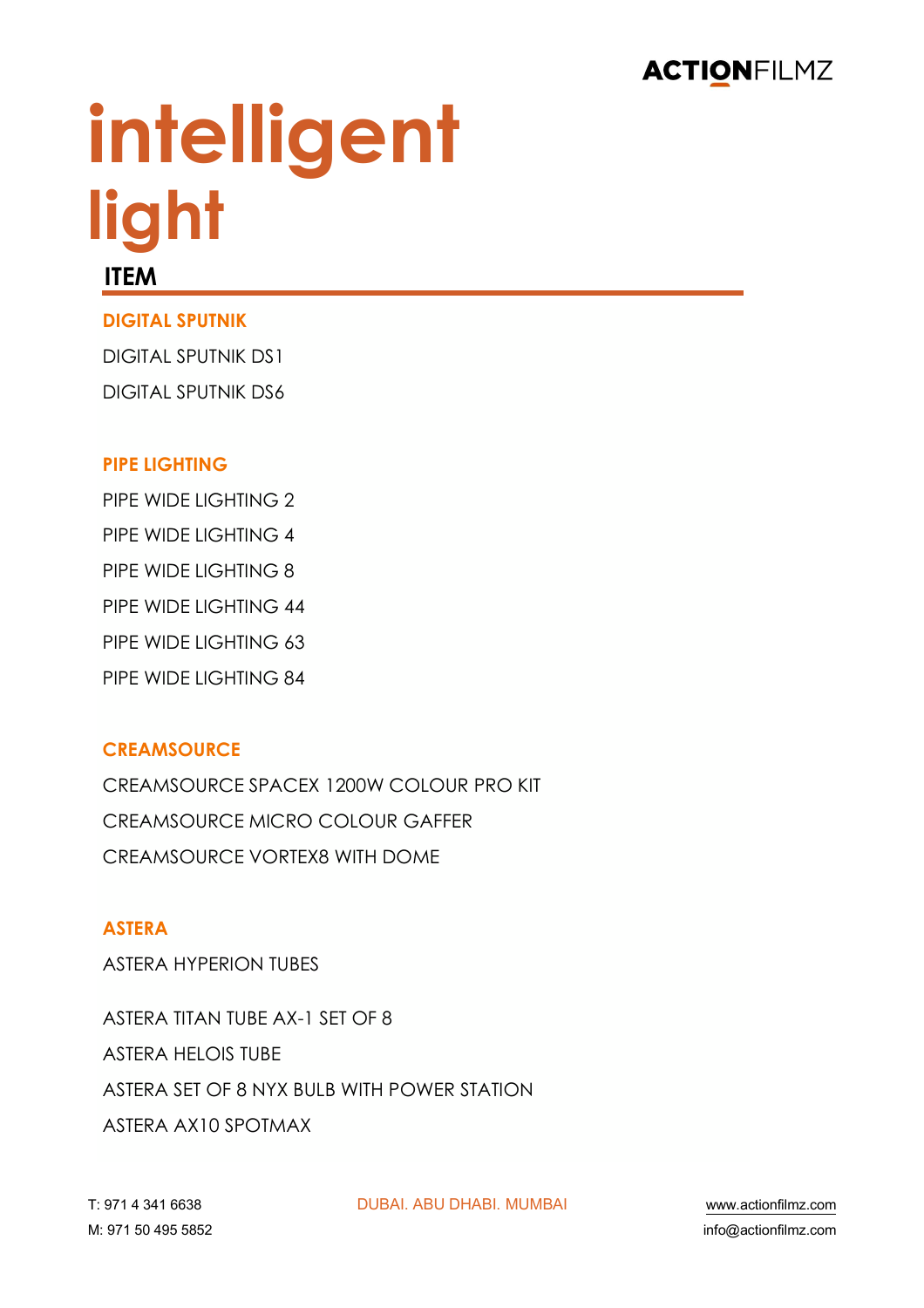# intelligent light

## ITEM

### DIGITAL SPUTNIK

DIGITAL SPUTNIK DS1

DIGITAL SPUTNIK DS6

### PIPE LIGHTING

PIPE WIDE LIGHTING 2

PIPE WIDE LIGHTING 4

PIPE WIDE LIGHTING 8

PIPE WIDE LIGHTING 44

PIPE WIDE LIGHTING 63

PIPE WIDE LIGHTING 84

### CREAMSOURCE

CREAMSOURCE SPACEX 1200W COLOUR PRO KIT

CREAMSOURCE MICRO COLOUR GAFFER

CREAMSOURCE VORTEX8 WITH DOME

### ASTERA

ASTERA HYPERION TUBES

ASTERA TITAN TUBE AX-1 SET OF 8

ASTERA HELOIS TUBE

ASTERA SET OF 8 NYX BULB WITH POWER STATION

ASTERA AX10 SPOTMAX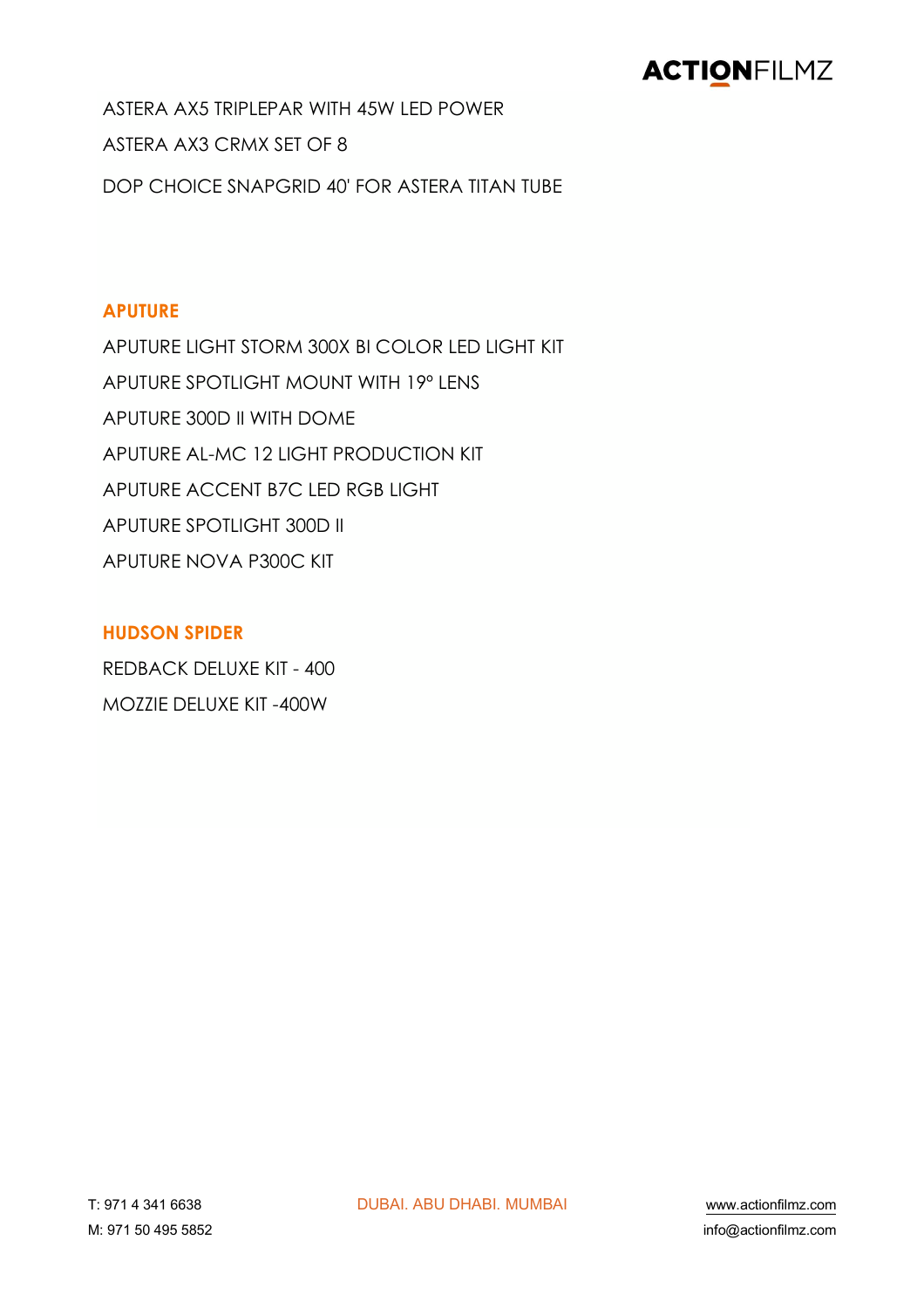ASTERA AX5 TRIPLEPAR WITH 45W LED POWER

ASTERA AX3 CRMX SET OF 8

DOP CHOICE SNAPGRID 40' FOR ASTERA TITAN TUBE

## APUTURE

APUTURE LIGHT STORM 300X BI COLOR LED LIGHT KIT

APUTURE SPOTLIGHT MOUNT WITH 19° LENS

APUTURE 300D II WITH DOME

APUTURE AL-MC 12 LIGHT PRODUCTION KIT

APUTURE ACCENT B7C LED RGB LIGHT

APUTURE SPOTLIGHT 300D II

APUTURE NOVA P300C KIT

## HUDSON SPIDER

REDBACK DELUXE KIT - 400

MOZZIE DELUXE KIT -400W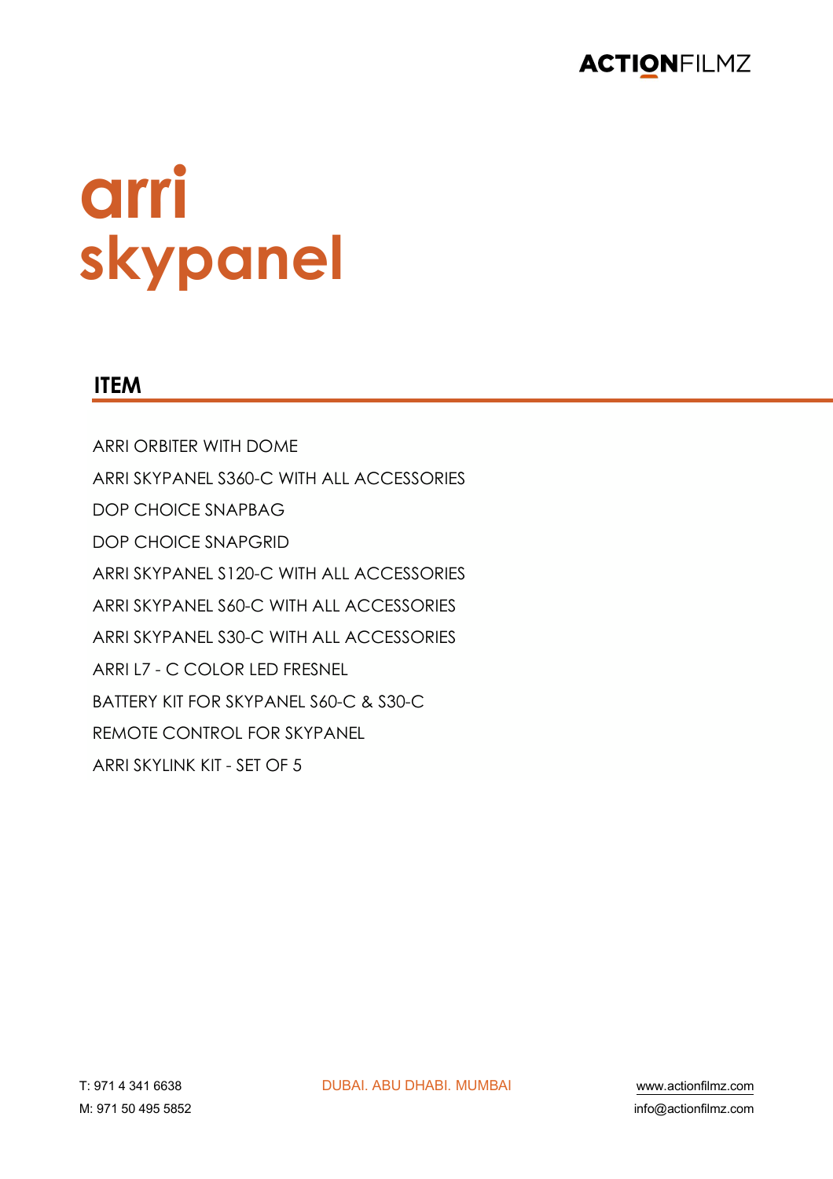# arri skypanel

## ITEM

ARRI ORBITER WITH DOME

ARRI SKYPANEL S360-C WITH ALL ACCESSORIES

DOP CHOICE SNAPBAG

DOP CHOICE SNAPGRID

ARRI SKYPANEL S120-C WITH ALL ACCESSORIES

ARRI SKYPANEL S60-C WITH ALL ACCESSORIES

ARRI SKYPANEL S30-C WITH ALL ACCESSORIES

ARRI L7 - C COLOR LED FRESNEL

BATTERY KIT FOR SKYPANEL S60-C & S30-C

REMOTE CONTROL FOR SKYPANEL

ARRI SKYLINK KIT - SET OF 5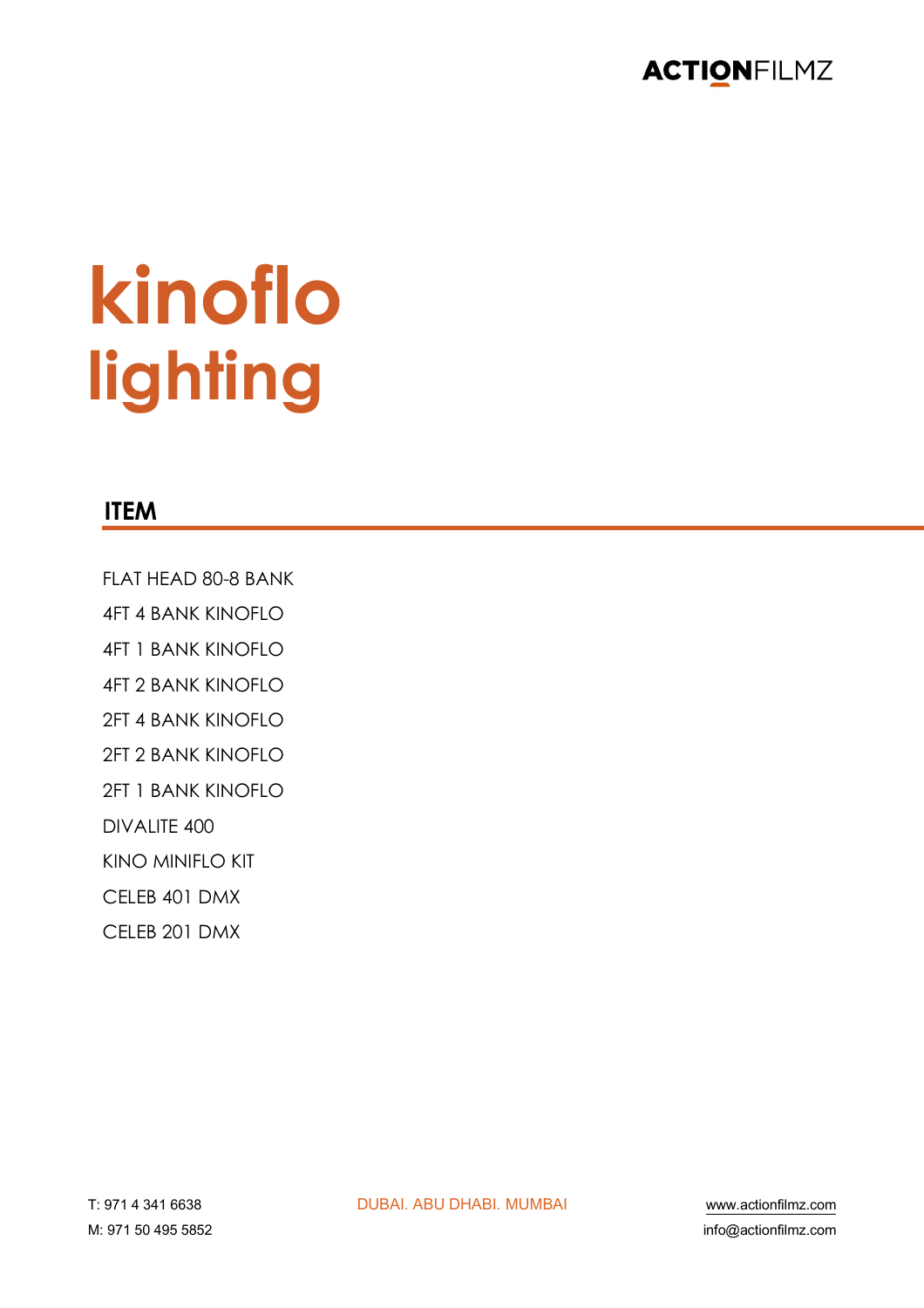# kinoflo lighting

## ITEM

FLAT HEAD 80-8 BANK

4FT 4 BANK KINOFLO

4FT 1 BANK KINOFLO

4FT 2 BANK KINOFLO

2FT 4 BANK KINOFLO

2FT 2 BANK KINOFLO

2FT 1 BANK KINOFLO

DIVALITE 400

KINO MINIFLO KIT

CELEB 401 DMX

CELEB 201 DMX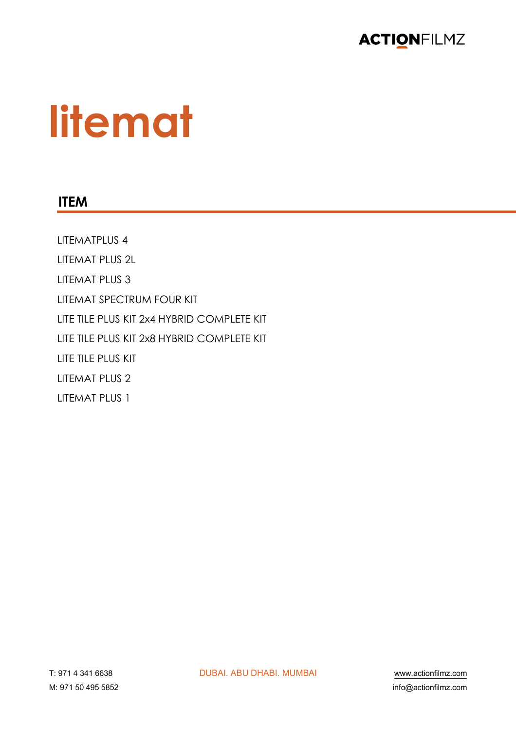# litemat

## ITEM

LITEMATPLUS 4

LITEMAT PLUS 2L

LITEMAT PLUS 3

LITEMAT SPECTRUM FOUR KIT

LITE TILE PLUS KIT 2x4 HYBRID COMPLETE KIT

LITE TILE PLUS KIT 2x8 HYBRID COMPLETE KIT

LITE TILE PLUS KIT

LITEMAT PLUS 2

LITEMAT PLUS 1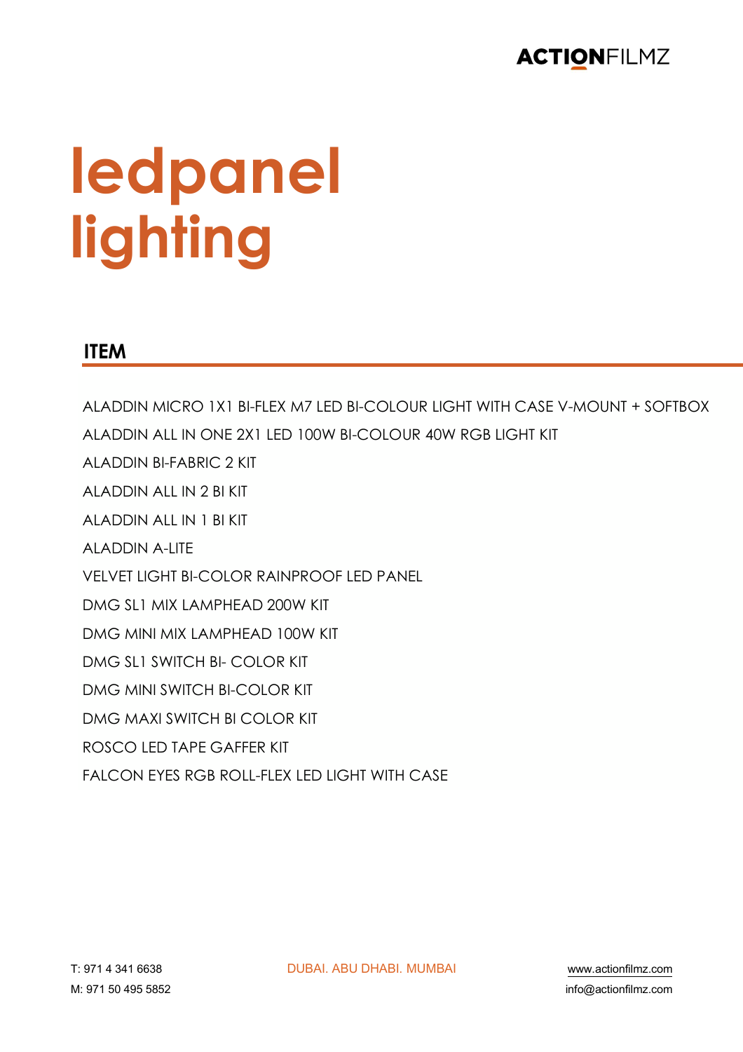# ledpanel lighting

## ITEM

ALADDIN MICRO 1X1 BI-FLEX M7 LED BI-COLOUR LIGHT WITH CASE V-MOUNT + SOFTBOX

ALADDIN ALL IN ONE 2X1 LED 100W BI-COLOUR 40W RGB LIGHT KIT

ALADDIN BI-FABRIC 2 KIT

ALADDIN ALL IN 2 BI KIT

ALADDIN ALL IN 1 BI KIT

ALADDIN A-LITE

VELVET LIGHT BI-COLOR RAINPROOF LED PANEL

DMG SL1 MIX LAMPHEAD 200W KIT

DMG MINI MIX LAMPHEAD 100W KIT

DMG SL1 SWITCH BI- COLOR KIT

DMG MINI SWITCH BI-COLOR KIT

DMG MAXI SWITCH BI COLOR KIT

ROSCO LED TAPE GAFFER KIT

FALCON EYES RGB ROLL-FLEX LED LIGHT WITH CASE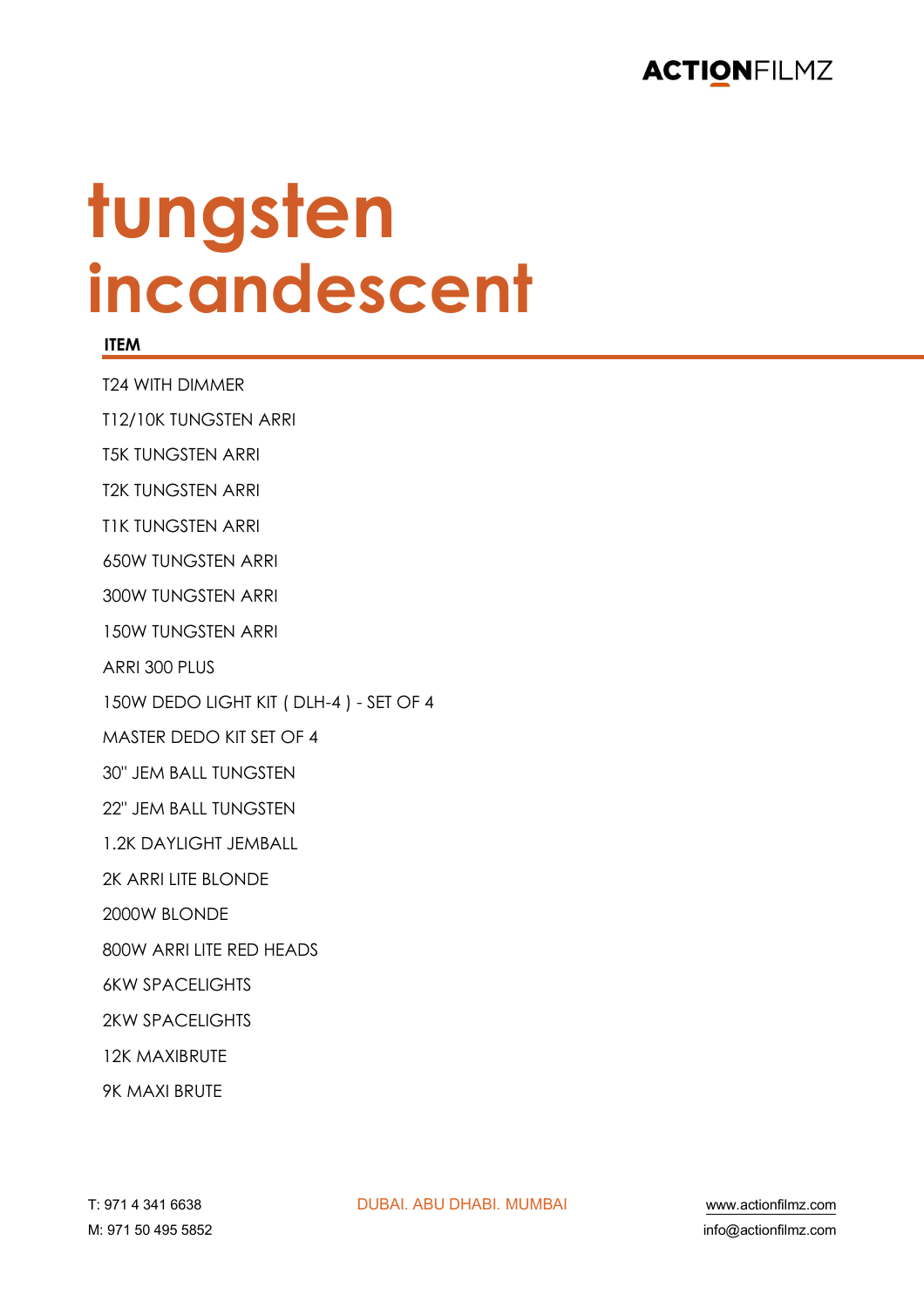# tungsten incandescent

| ITEM |
|---|
| T24 WITH DIMMER |
| T12/10K TUNGSTEN ARRI |
| T5K TUNGSTEN ARRI |
| T2K TUNGSTEN ARRI |
| T1K TUNGSTEN ARRI |
| 650W TUNGSTEN ARRI |
| 300W TUNGSTEN ARRI |
| 150W TUNGSTEN ARRI |
| ARRI 300 PLUS |
| 150W DEDO LIGHT KIT ( DLH-4 ) - SET OF 4 |
| MASTER DEDO KIT SET OF 4 |
| 30" JEM BALL TUNGSTEN |
| 22" JEM BALL TUNGSTEN |
| 1.2K DAYLIGHT JEMBALL |
| 2K ARRI LITE BLONDE |
| 2000W BLONDE |
| 800W ARRI LITE RED HEADS |
| 6KW SPACELIGHTS |
| 2KW SPACELIGHTS |
| 12K MAXIBRUTE |
| 9K MAXI BRUTE |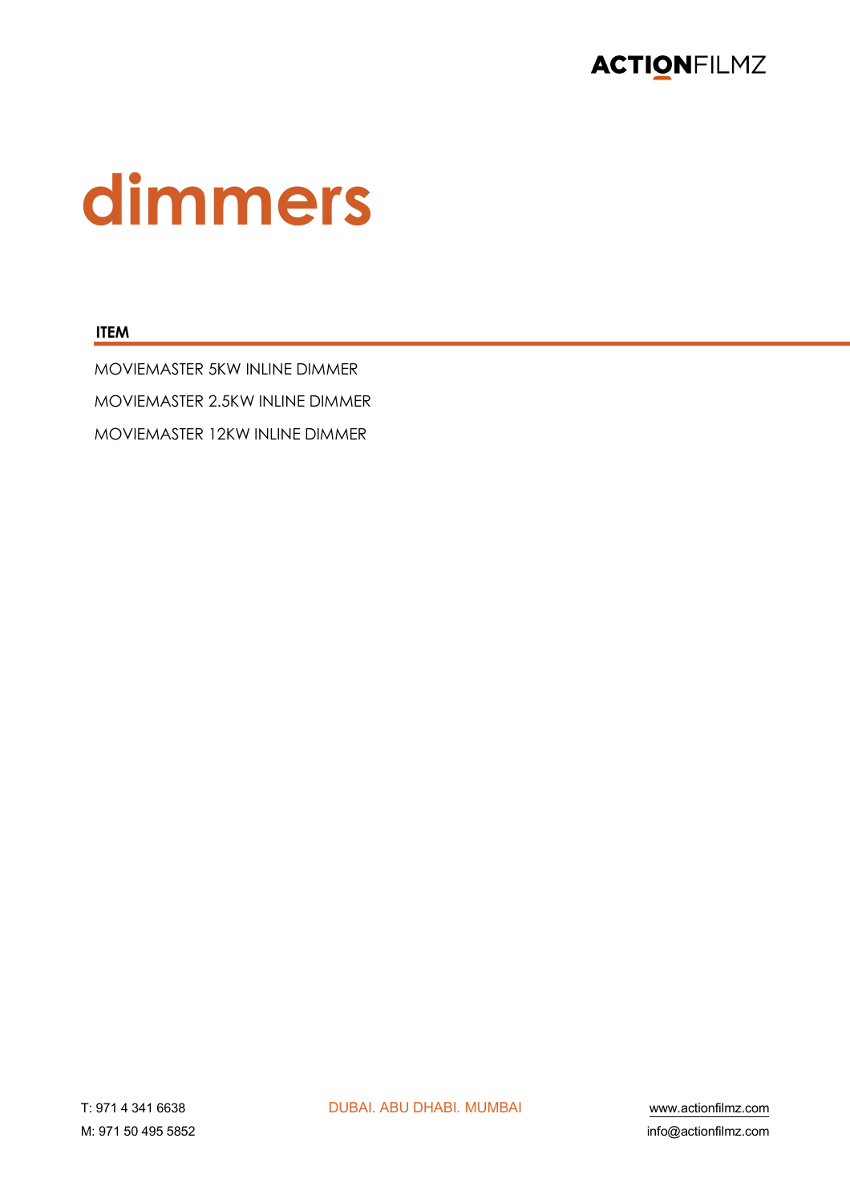# dimmers

| ITEM |
| --- |
| MOVIEMASTER 5KW INLINE DIMMER |
| MOVIEMASTER 2.5KW INLINE DIMMER |
| MOVIEMASTER 12KW INLINE DIMMER |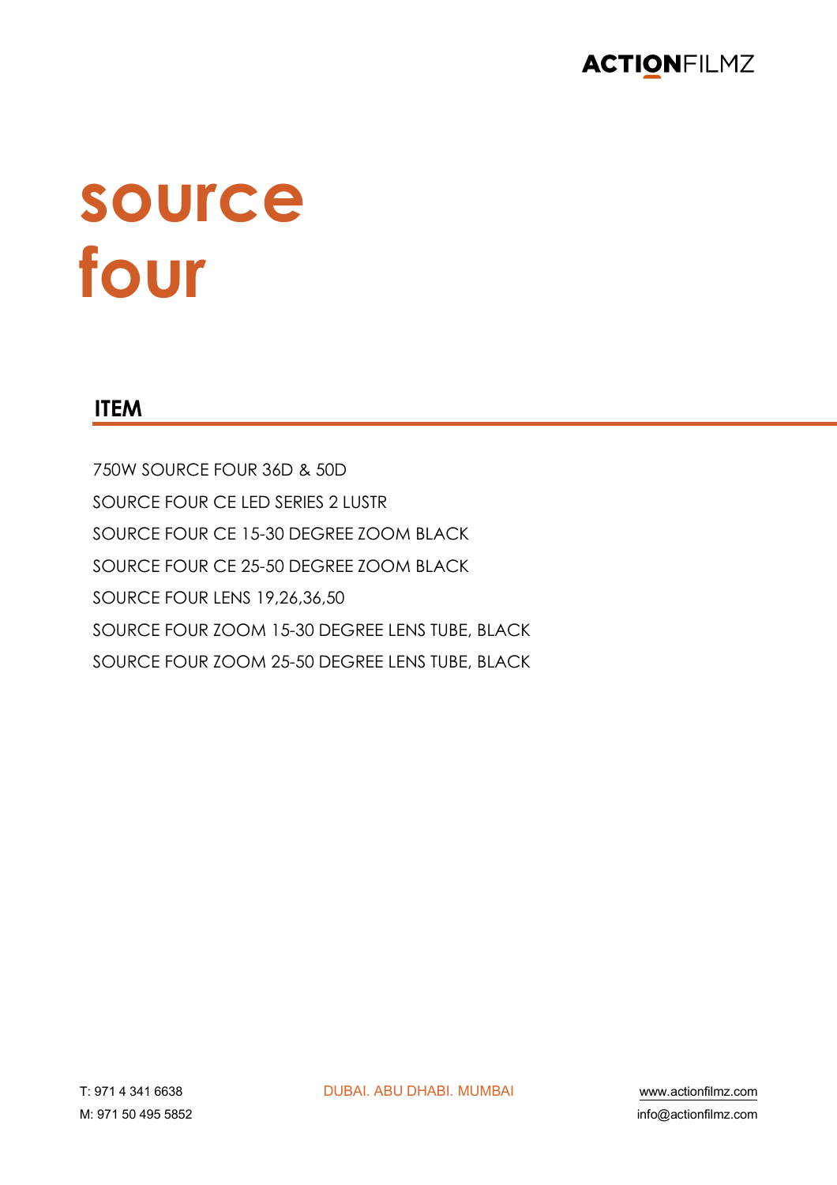# source four

## ITEM

750W SOURCE FOUR 36D & 50D

SOURCE FOUR CE LED SERIES 2 LUSTR

SOURCE FOUR CE 15-30 DEGREE ZOOM BLACK

SOURCE FOUR CE 25-50 DEGREE ZOOM BLACK

SOURCE FOUR LENS 19,26,36,50

SOURCE FOUR ZOOM 15-30 DEGREE LENS TUBE, BLACK

SOURCE FOUR ZOOM 25-50 DEGREE LENS TUBE, BLACK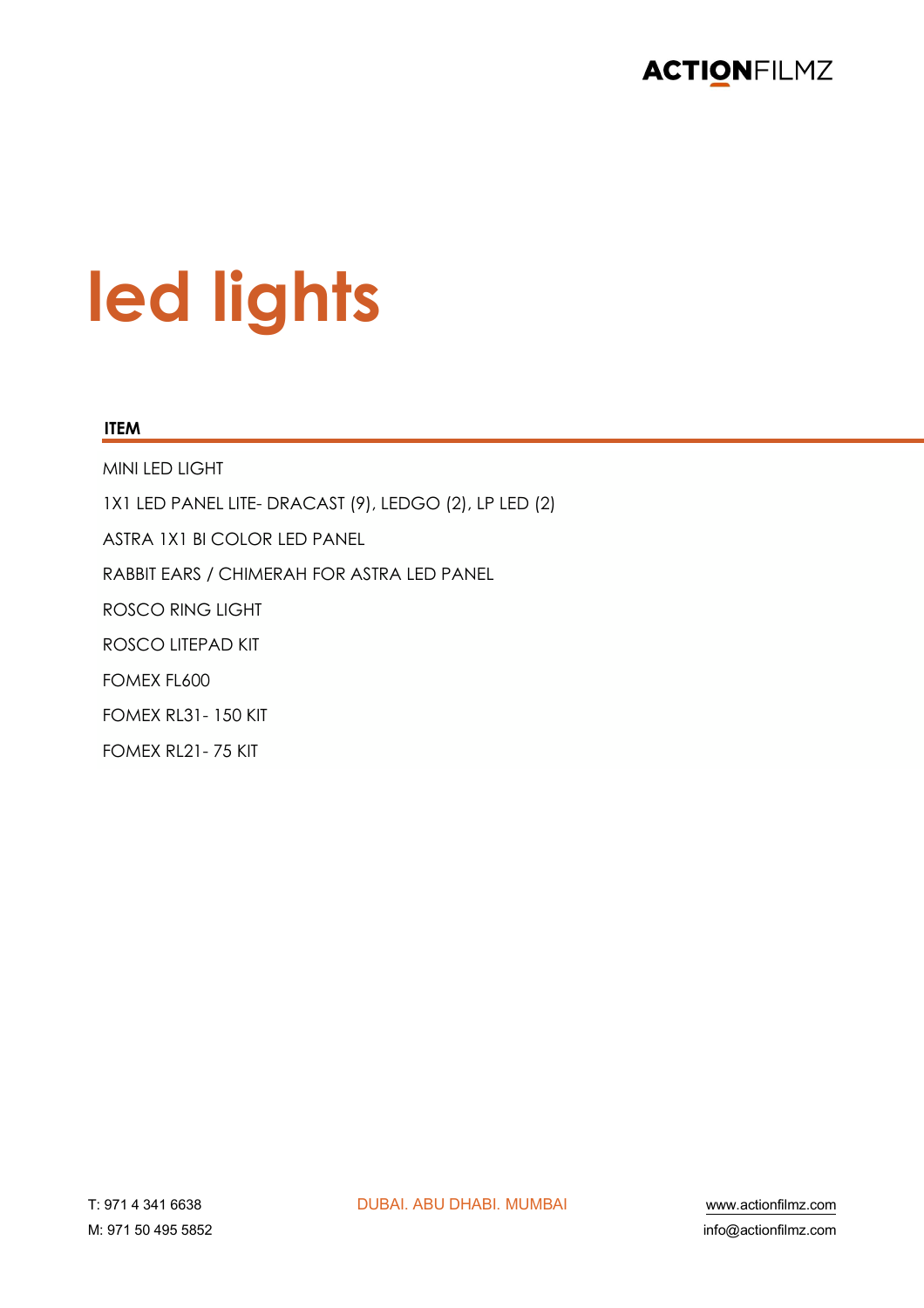# led lights

| ITEM |
| --- |
| MINI LED LIGHT |
| 1X1 LED PANEL LITE- DRACAST (9), LEDGO (2), LP LED (2) |
| ASTRA 1X1 BI COLOR LED PANEL |
| RABBIT EARS / CHIMERAH FOR ASTRA LED PANEL |
| ROSCO RING LIGHT |
| ROSCO LITEPAD KIT |
| FOMEX FL600 |
| FOMEX RL31- 150 KIT |
| FOMEX RL21- 75 KIT |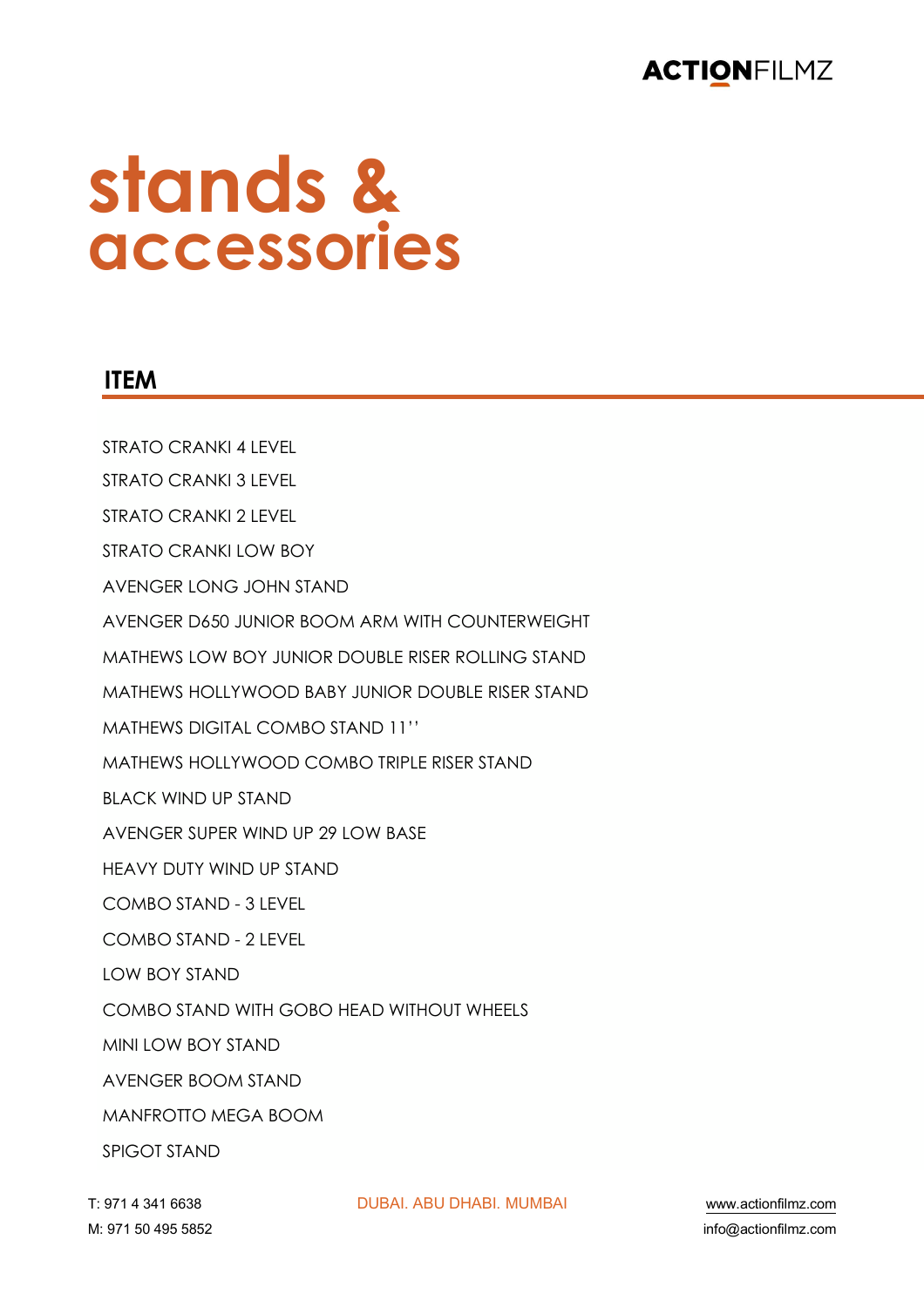# stands & accessories

## ITEM

STRATO CRANKI 4 LEVEL

STRATO CRANKI 3 LEVEL

STRATO CRANKI 2 LEVEL

STRATO CRANKI LOW BOY

AVENGER LONG JOHN STAND

AVENGER D650 JUNIOR BOOM ARM WITH COUNTERWEIGHT

MATHEWS LOW BOY JUNIOR DOUBLE RISER ROLLING STAND

MATHEWS HOLLYWOOD BABY JUNIOR DOUBLE RISER STAND

MATHEWS DIGITAL COMBO STAND 11''

MATHEWS HOLLYWOOD COMBO TRIPLE RISER STAND

BLACK WIND UP STAND

AVENGER SUPER WIND UP 29 LOW BASE

HEAVY DUTY WIND UP STAND

COMBO STAND - 3 LEVEL

COMBO STAND - 2 LEVEL

LOW BOY STAND

COMBO STAND WITH GOBO HEAD WITHOUT WHEELS

MINI LOW BOY STAND

AVENGER BOOM STAND

MANFROTTO MEGA BOOM

SPIGOT STAND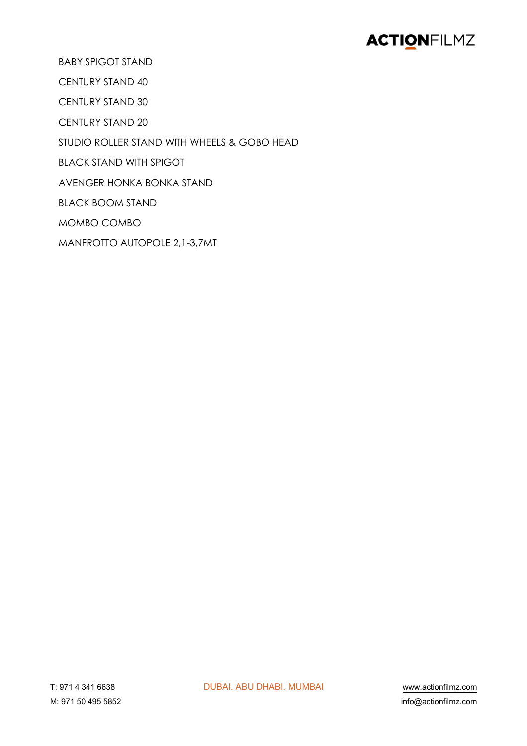BABY SPIGOT STAND

CENTURY STAND 40

CENTURY STAND 30

CENTURY STAND 20

STUDIO ROLLER STAND WITH WHEELS & GOBO HEAD

BLACK STAND WITH SPIGOT

AVENGER HONKA BONKA STAND

BLACK BOOM STAND

MOMBO COMBO

MANFROTTO AUTOPOLE 2,1-3,7MT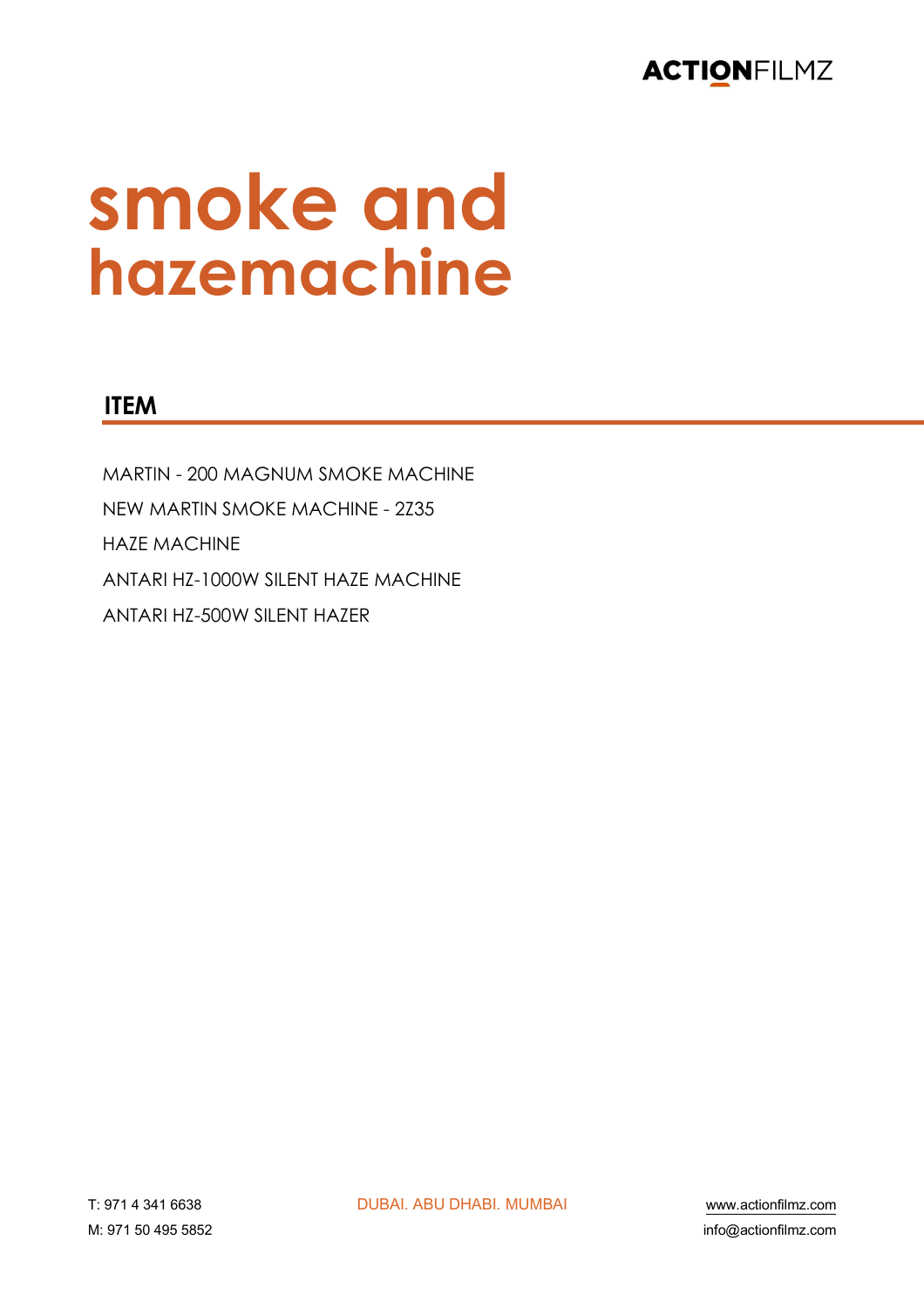# smoke and hazemachine

## ITEM

MARTIN - 200 MAGNUM SMOKE MACHINE

NEW MARTIN SMOKE MACHINE - 2Z35

HAZE MACHINE

ANTARI HZ-1000W SILENT HAZE MACHINE

ANTARI HZ-500W SILENT HAZER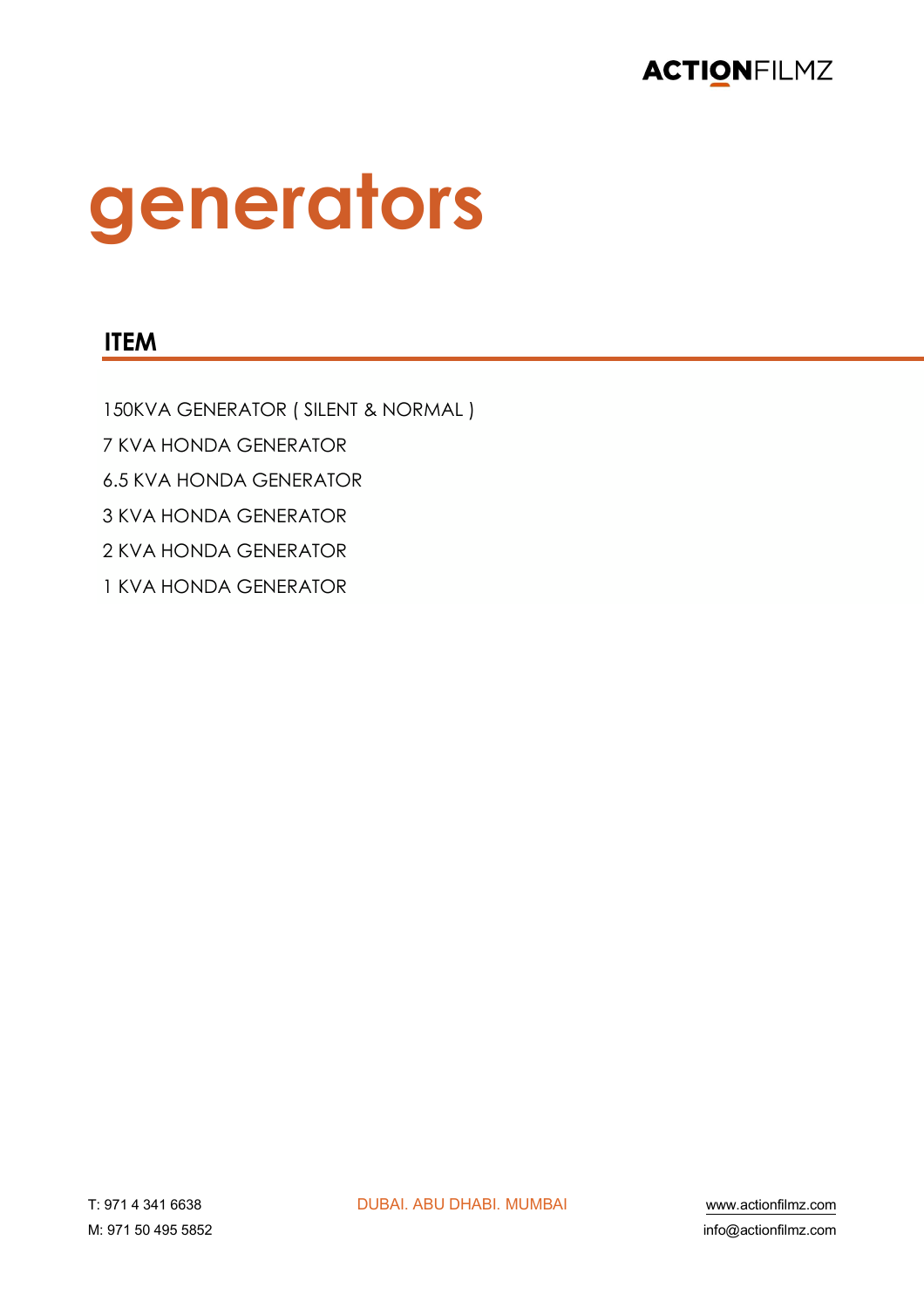# generators

## ITEM

150KVA GENERATOR ( SILENT & NORMAL )

7 KVA HONDA GENERATOR

6.5 KVA HONDA GENERATOR

3 KVA HONDA GENERATOR

2 KVA HONDA GENERATOR

1 KVA HONDA GENERATOR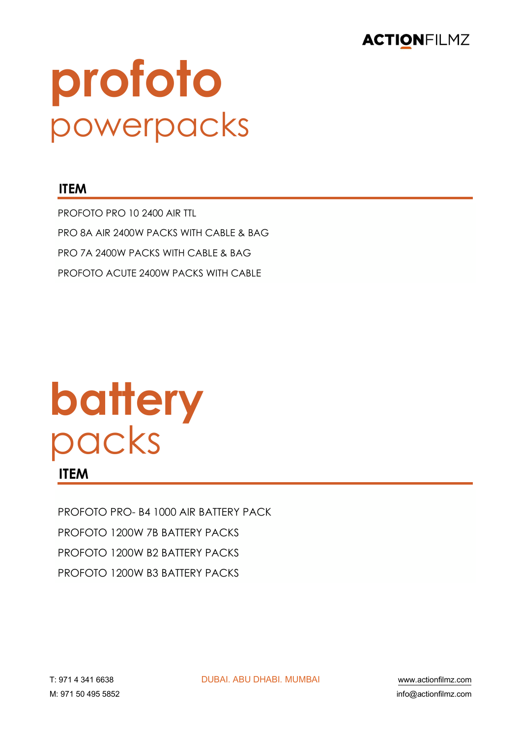# profoto
## powerpacks

| ITEM |
| --- |
| PROFOTO PRO 10 2400 AIR TTL |
| PRO 8A AIR 2400W PACKS WITH CABLE & BAG |
| PRO 7A 2400W PACKS WITH CABLE & BAG |
| PROFOTO ACUTE 2400W PACKS WITH CABLE |

# battery
## packs

| ITEM |
| --- |
| PROFOTO PRO- B4 1000 AIR BATTERY PACK |
| PROFOTO 1200W 7B BATTERY PACKS |
| PROFOTO 1200W B2 BATTERY PACKS |
| PROFOTO 1200W B3 BATTERY PACKS |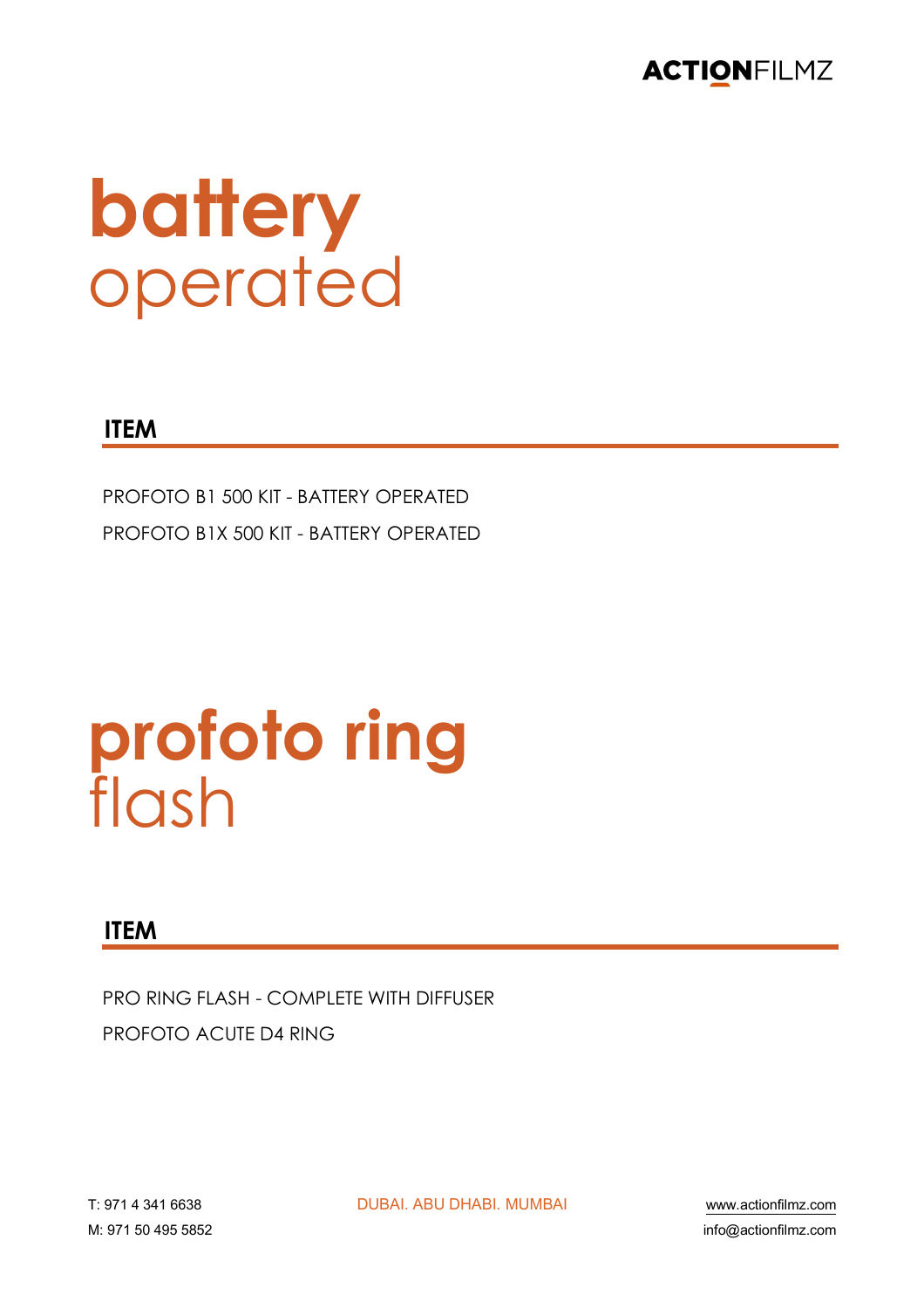# battery operated

## ITEM

PROFOTO B1 500 KIT - BATTERY OPERATED

PROFOTO B1X 500 KIT - BATTERY OPERATED

# profoto ring flash

## ITEM

PRO RING FLASH - COMPLETE WITH DIFFUSER

PROFOTO ACUTE D4 RING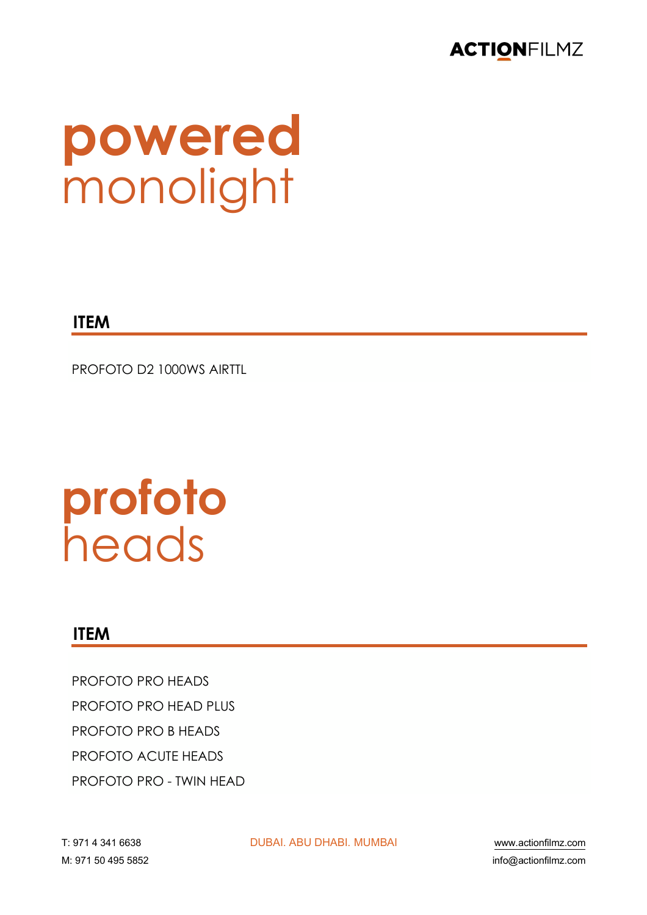# powered monolight

## ITEM

PROFOTO D2 1000WS AIRTTL

# profoto heads

## ITEM

PROFOTO PRO HEADS

PROFOTO PRO HEAD PLUS

PROFOTO PRO B HEADS

PROFOTO ACUTE HEADS

PROFOTO PRO - TWIN HEAD

T: 971 4 341 6638
M: 971 50 495 5852

DUBAI. ABU DHABI. MUMBAI

www.actionfilmz.com
info@actionfilmz.com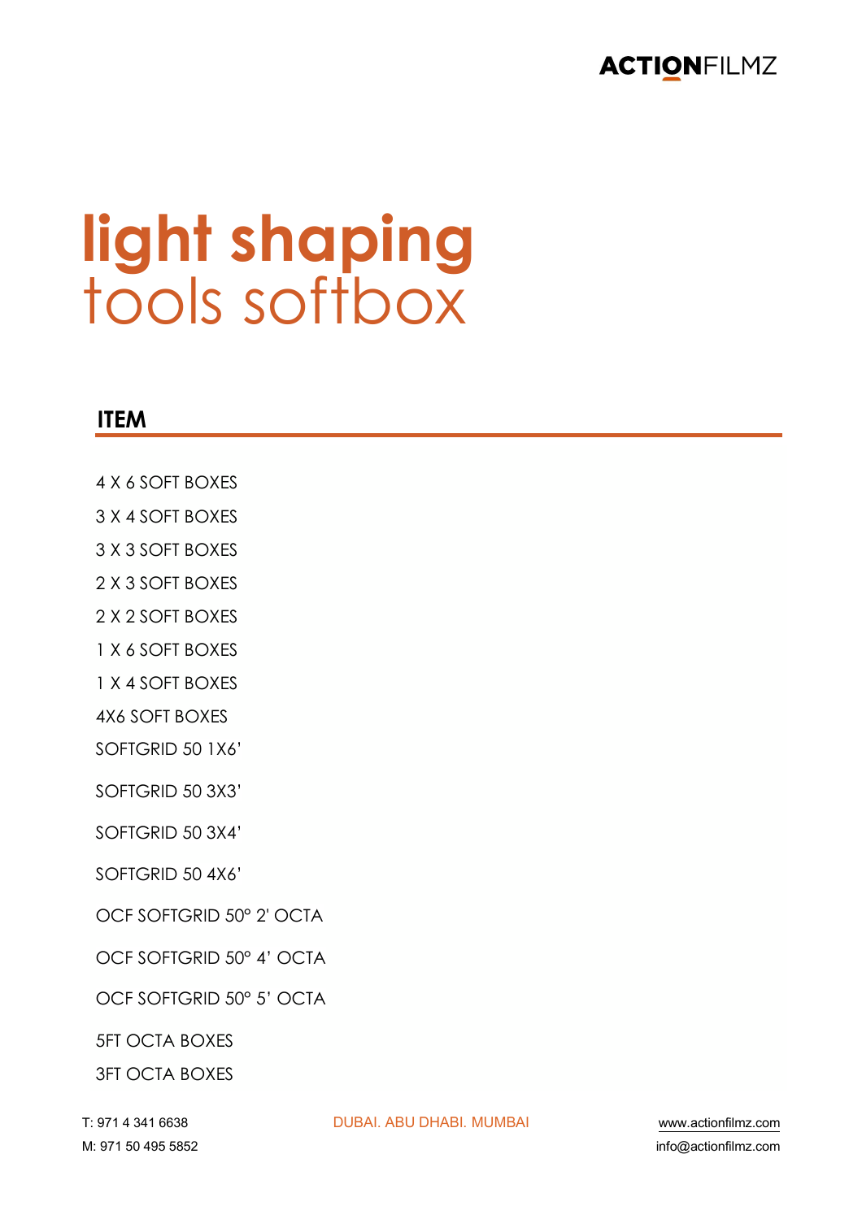# light shaping
## tools softbox

| ITEM |
| --- |
| 4 X 6 SOFT BOXES |
| 3 X 4 SOFT BOXES |
| 3 X 3 SOFT BOXES |
| 2 X 3 SOFT BOXES |
| 2 X 2 SOFT BOXES |
| 1 X 6 SOFT BOXES |
| 1 X 4 SOFT BOXES |
| 4X6 SOFT BOXES |
| SOFTGRID 50 1X6' |
| SOFTGRID 50 3X3' |
| SOFTGRID 50 3X4' |
| SOFTGRID 50 4X6' |
| OCF SOFTGRID 50º 2' OCTA |
| OCF SOFTGRID 50º 4' OCTA |
| OCF SOFTGRID 50º 5' OCTA |
| 5FT OCTA BOXES |
| 3FT OCTA BOXES |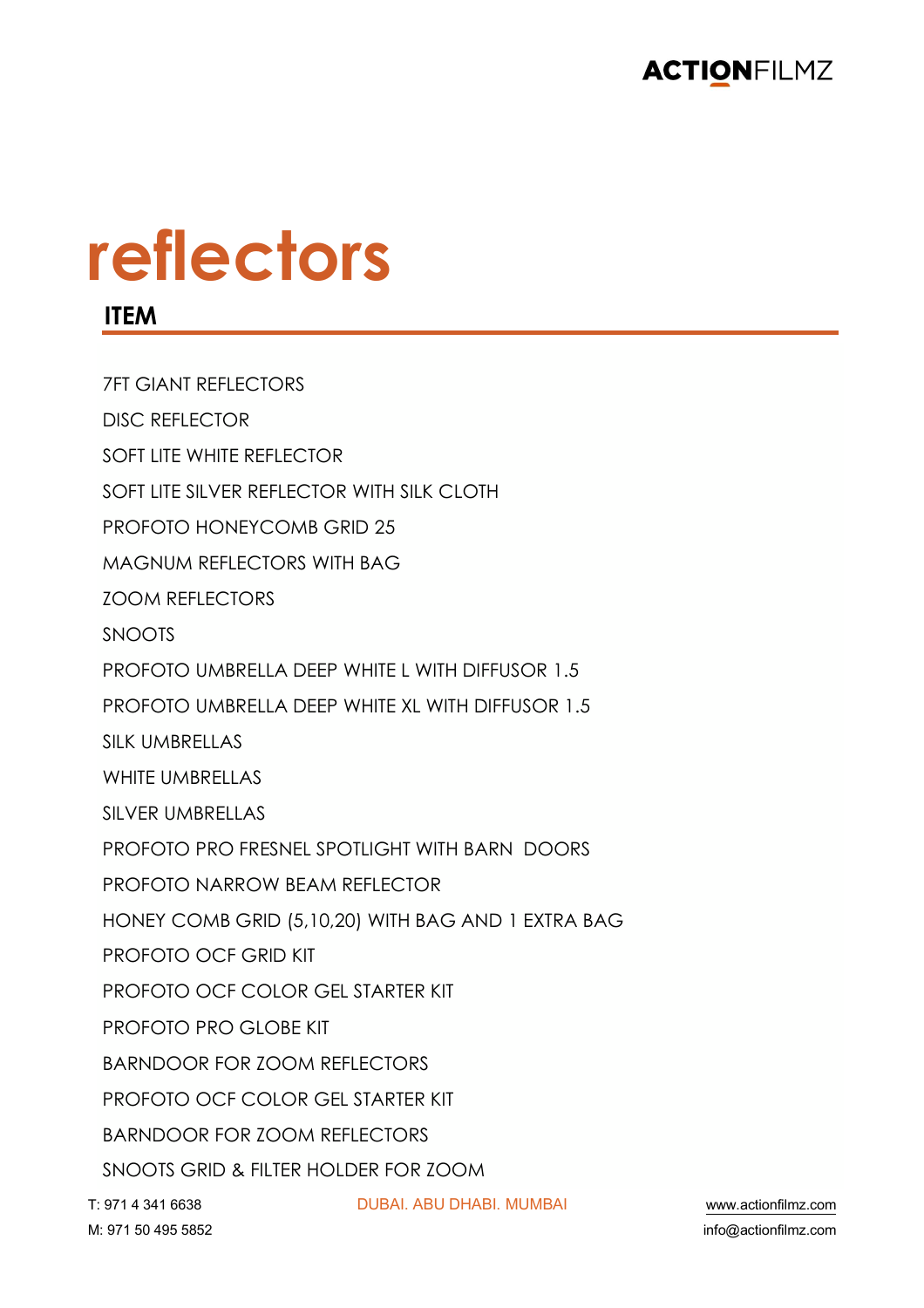# reflectors

## ITEM

7FT GIANT REFLECTORS

DISC REFLECTOR

SOFT LITE WHITE REFLECTOR

SOFT LITE SILVER REFLECTOR WITH SILK CLOTH

PROFOTO HONEYCOMB GRID 25

MAGNUM REFLECTORS WITH BAG

ZOOM REFLECTORS

SNOOTS

PROFOTO UMBRELLA DEEP WHITE L WITH DIFFUSOR 1.5

PROFOTO UMBRELLA DEEP WHITE XL WITH DIFFUSOR 1.5

SILK UMBRELLAS

WHITE UMBRELLAS

SILVER UMBRELLAS

PROFOTO PRO FRESNEL SPOTLIGHT WITH BARN DOORS

PROFOTO NARROW BEAM REFLECTOR

HONEY COMB GRID (5,10,20) WITH BAG AND 1 EXTRA BAG

PROFOTO OCF GRID KIT

PROFOTO OCF COLOR GEL STARTER KIT

PROFOTO PRO GLOBE KIT

BARNDOOR FOR ZOOM REFLECTORS

PROFOTO OCF COLOR GEL STARTER KIT

BARNDOOR FOR ZOOM REFLECTORS

SNOOTS GRID & FILTER HOLDER FOR ZOOM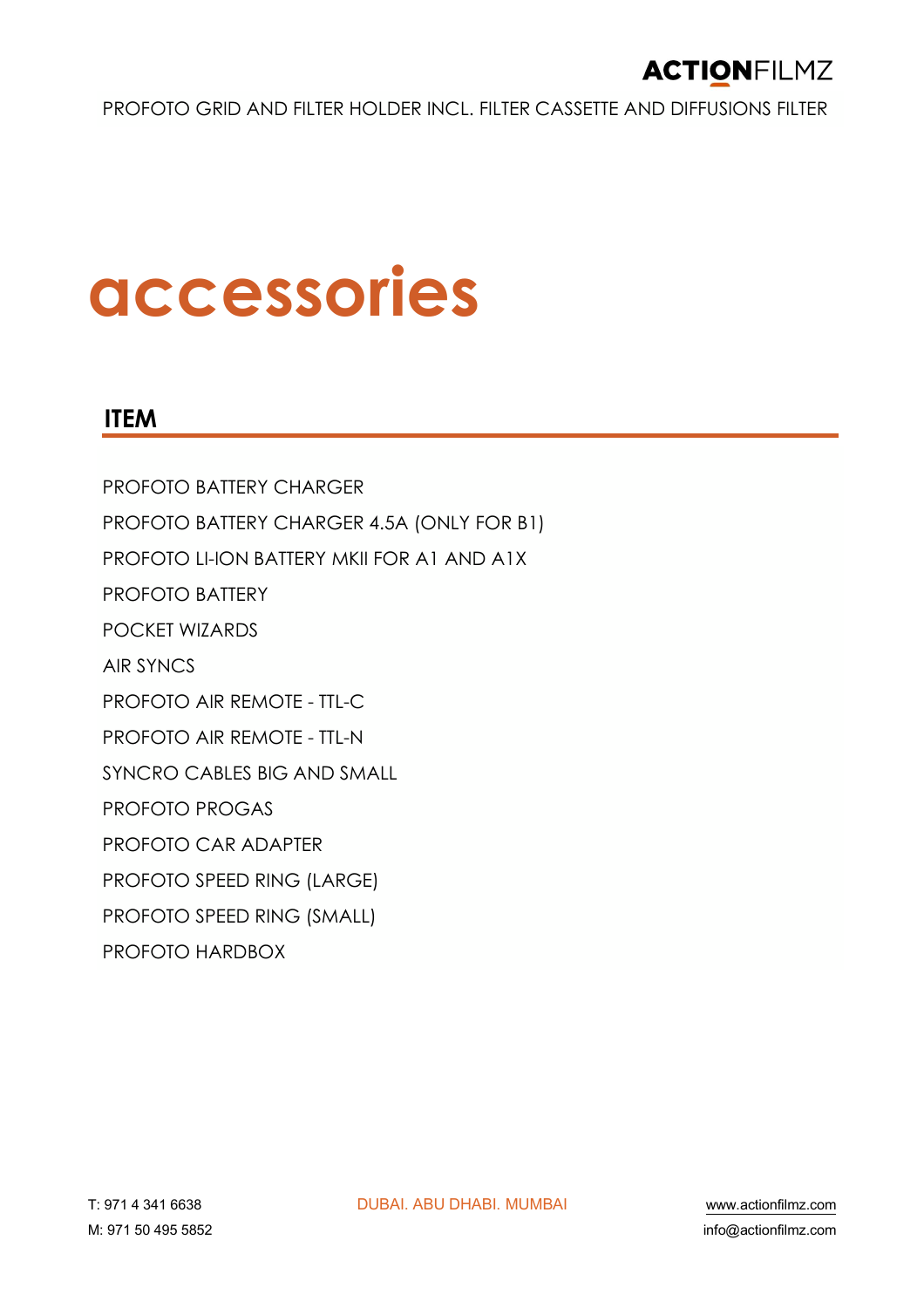PROFOTO GRID AND FILTER HOLDER INCL. FILTER CASSETTE AND DIFFUSIONS FILTER

# accessories

## ITEM

PROFOTO BATTERY CHARGER

PROFOTO BATTERY CHARGER 4.5A (ONLY FOR B1)

PROFOTO LI-ION BATTERY MKII FOR A1 AND A1X

PROFOTO BATTERY

POCKET WIZARDS

AIR SYNCS

PROFOTO AIR REMOTE - TTL-C

PROFOTO AIR REMOTE - TTL-N

SYNCRO CABLES BIG AND SMALL

PROFOTO PROGAS

PROFOTO CAR ADAPTER

PROFOTO SPEED RING (LARGE)

PROFOTO SPEED RING (SMALL)

PROFOTO HARDBOX

T: 971 4 341 6638
M: 971 50 495 5852

DUBAI. ABU DHABI. MUMBAI

www.actionfilmz.com
info@actionfilmz.com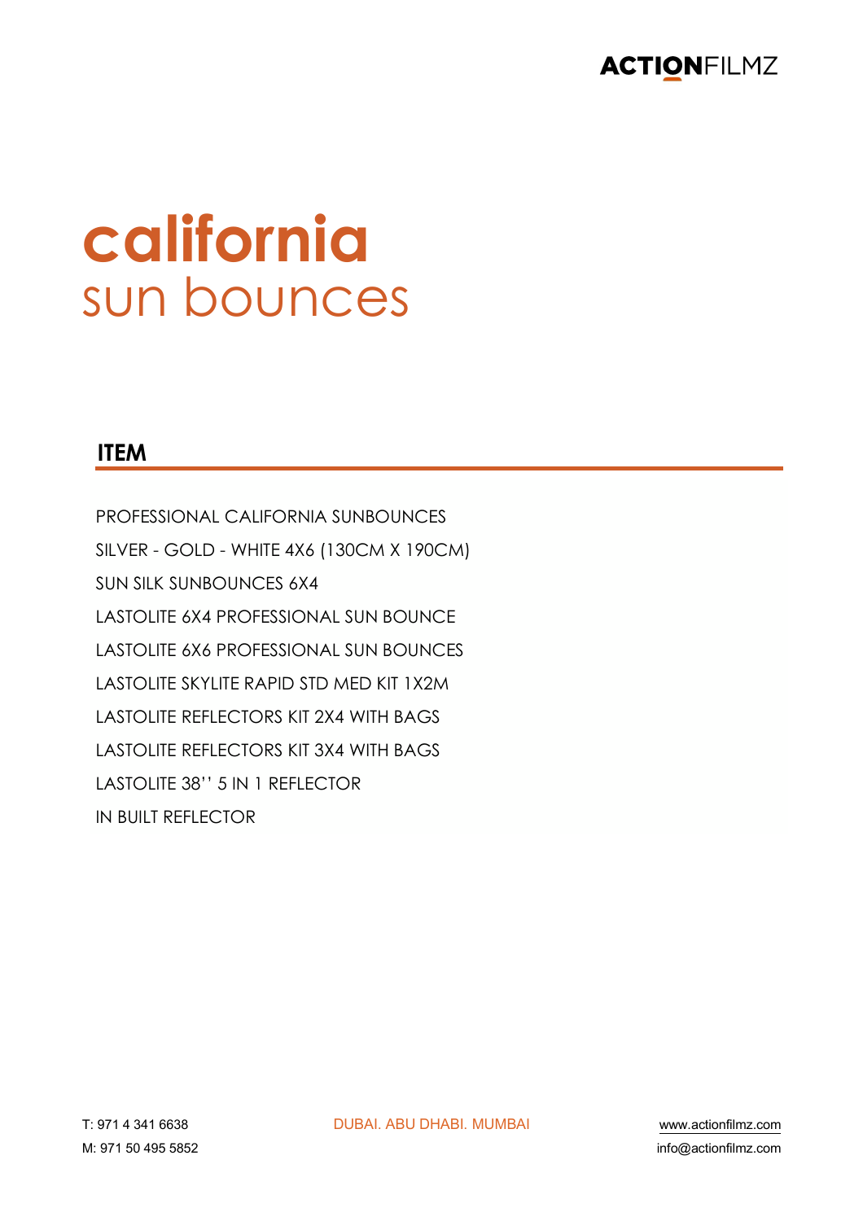# california
## sun bounces

### ITEM

PROFESSIONAL CALIFORNIA SUNBOUNCES

SILVER - GOLD - WHITE 4X6 (130CM X 190CM)

SUN SILK SUNBOUNCES 6X4

LASTOLITE 6X4 PROFESSIONAL SUN BOUNCE

LASTOLITE 6X6 PROFESSIONAL SUN BOUNCES

LASTOLITE SKYLITE RAPID STD MED KIT 1X2M

LASTOLITE REFLECTORS KIT 2X4 WITH BAGS

LASTOLITE REFLECTORS KIT 3X4 WITH BAGS

LASTOLITE 38'' 5 IN 1 REFLECTOR

IN BUILT REFLECTOR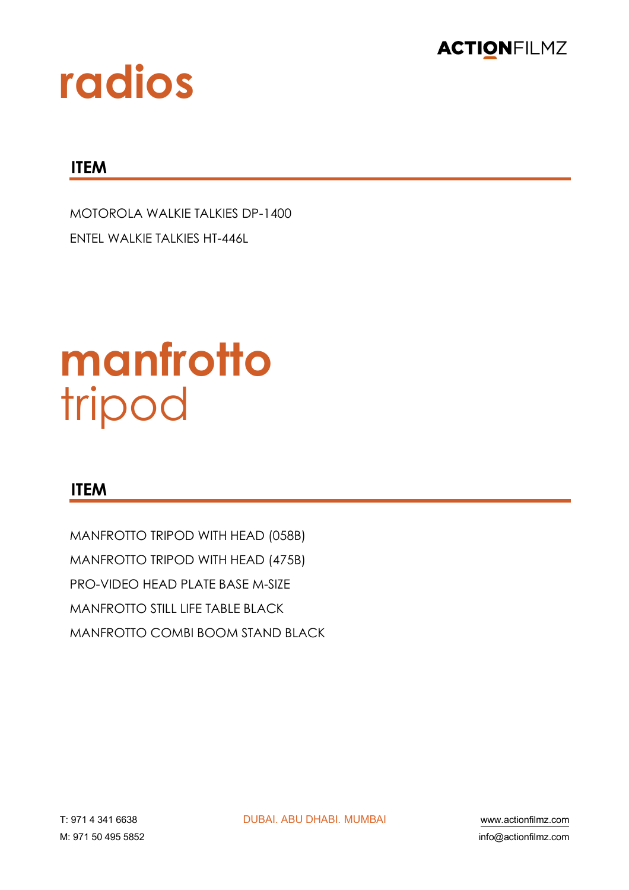# radios

| ITEM |
| --- |
| MOTOROLA WALKIE TALKIES DP-1400 |
| ENTEL WALKIE TALKIES HT-446L |

# manfrotto tripod

| ITEM |
| --- |
| MANFROTTO TRIPOD WITH HEAD (058B) |
| MANFROTTO TRIPOD WITH HEAD (475B) |
| PRO-VIDEO HEAD PLATE BASE M-SIZE |
| MANFROTTO STILL LIFE TABLE BLACK |
| MANFROTTO COMBI BOOM STAND BLACK |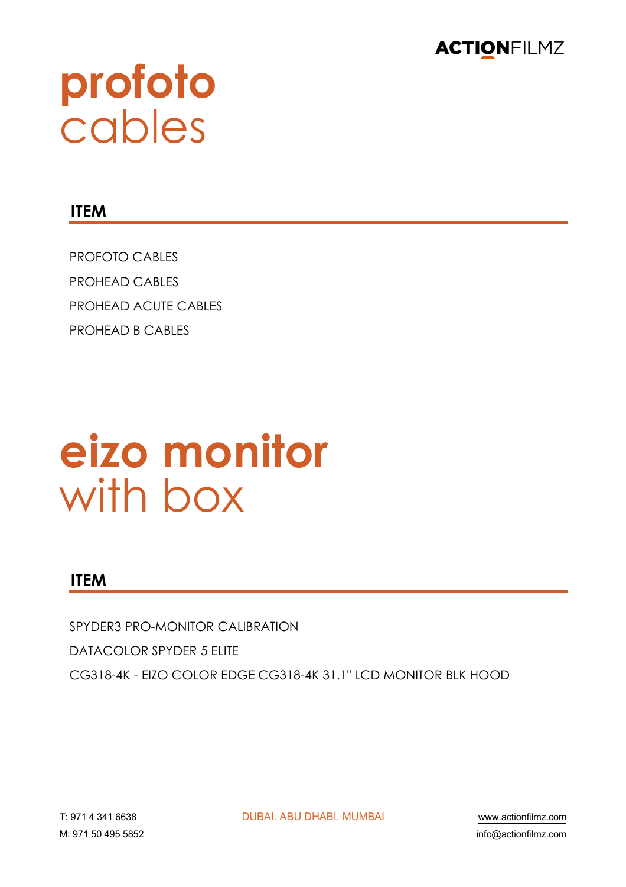# profoto cables

## ITEM

PROFOTO CABLES

PROHEAD CABLES

PROHEAD ACUTE CABLES

PROHEAD B CABLES

# eizo monitor with box

## ITEM

SPYDER3 PRO-MONITOR CALIBRATION

DATACOLOR SPYDER 5 ELITE

CG318-4K - EIZO COLOR EDGE CG318-4K 31.1" LCD MONITOR BLK HOOD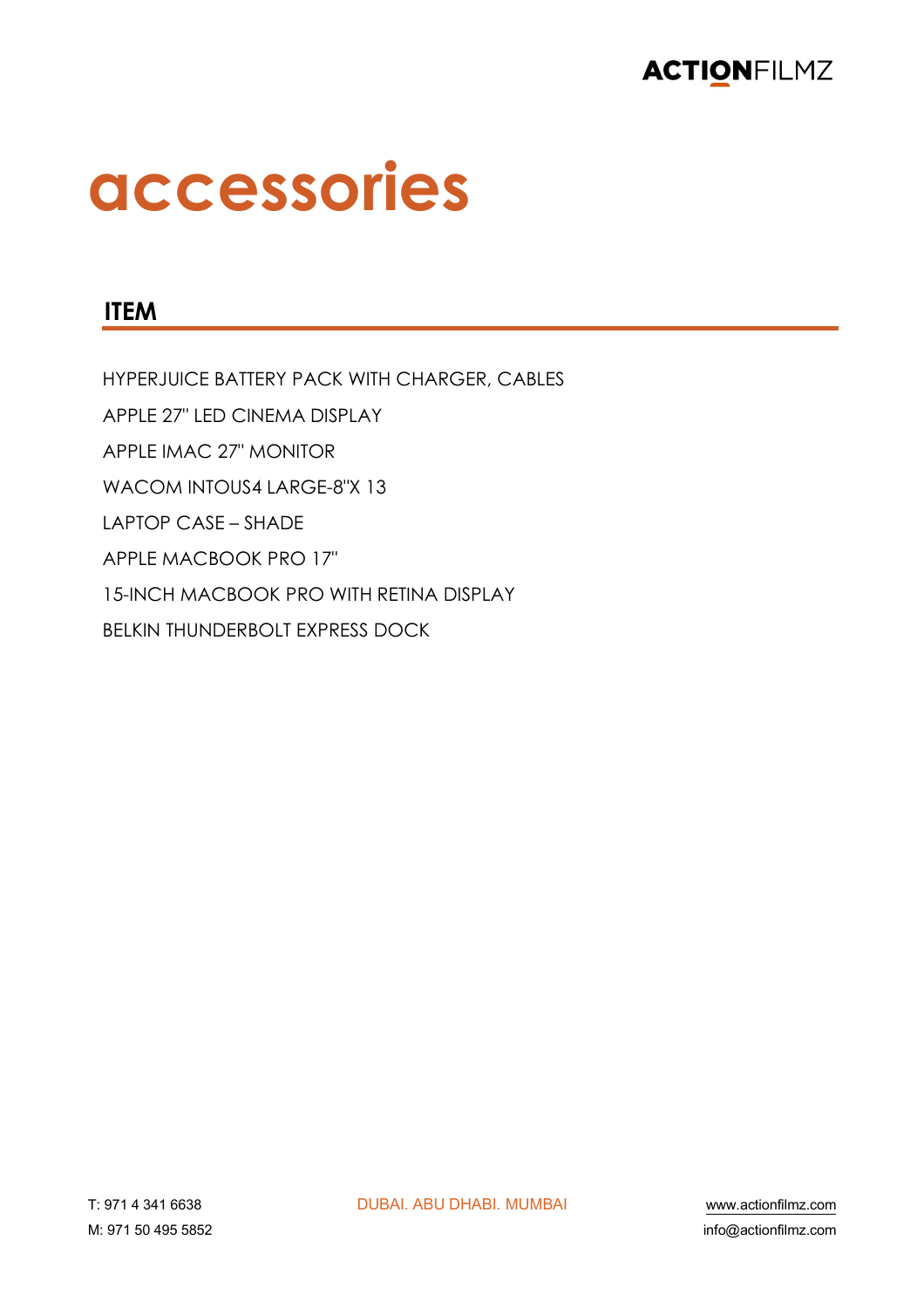# accessories

| ITEM |
|---|
| HYPERJUICE BATTERY PACK WITH CHARGER, CABLES |
| APPLE 27" LED CINEMA DISPLAY |
| APPLE IMAC 27" MONITOR |
| WACOM INTOUS4 LARGE-8"X 13 |
| LAPTOP CASE – SHADE |
| APPLE MACBOOK PRO 17" |
| 15-INCH MACBOOK PRO WITH RETINA DISPLAY |
| BELKIN THUNDERBOLT EXPRESS DOCK |